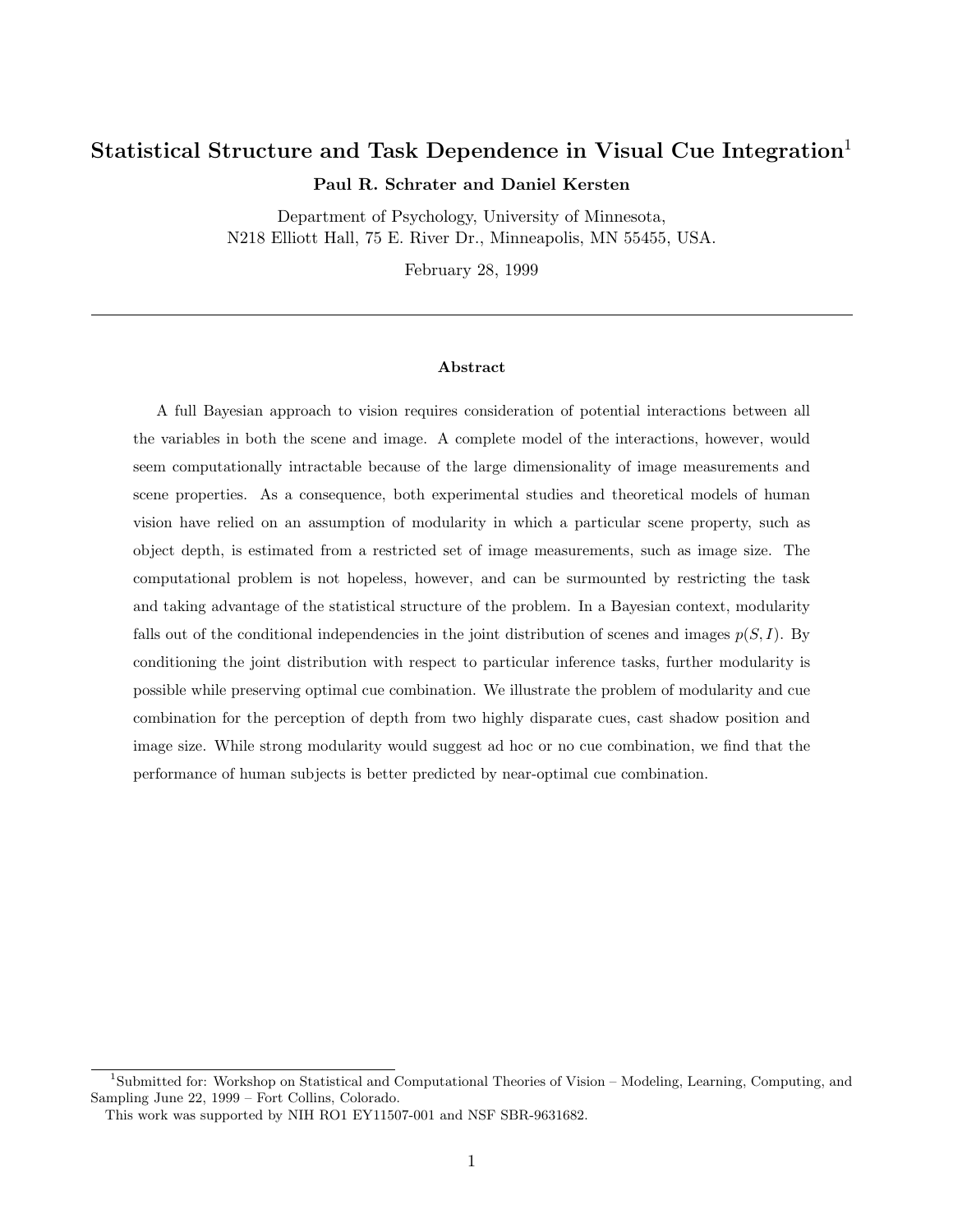# Statistical Structure and Task Dependence in Visual Cue Integration[1]

**Paul R. Schrater and Daniel Kersten**

Department of Psychology, University of Minnesota,
N218 Elliott Hall, 75 E. River Dr., Minneapolis, MN 55455, USA.

February 28, 1999

---

### Abstract

A full Bayesian approach to vision requires consideration of potential interactions between all the variables in both the scene and image. A complete model of the interactions, however, would seem computationally intractable because of the large dimensionality of image measurements and scene properties. As a consequence, both experimental studies and theoretical models of human vision have relied on an assumption of modularity in which a particular scene property, such as object depth, is estimated from a restricted set of image measurements, such as image size. The computational problem is not hopeless, however, and can be surmounted by restricting the task and taking advantage of the statistical structure of the problem. In a Bayesian context, modularity falls out of the conditional independencies in the joint distribution of scenes and images $p(S, I)$. By conditioning the joint distribution with respect to particular inference tasks, further modularity is possible while preserving optimal cue combination. We illustrate the problem of modularity and cue combination for the perception of depth from two highly disparate cues, cast shadow position and image size. While strong modularity would suggest ad hoc or no cue combination, we find that the performance of human subjects is better predicted by near-optimal cue combination.

---

[1] Submitted for: Workshop on Statistical and Computational Theories of Vision – Modeling, Learning, Computing, and Sampling June 22, 1999 – Fort Collins, Colorado.

This work was supported by NIH RO1 EY11507-001 and NSF SBR-9631682.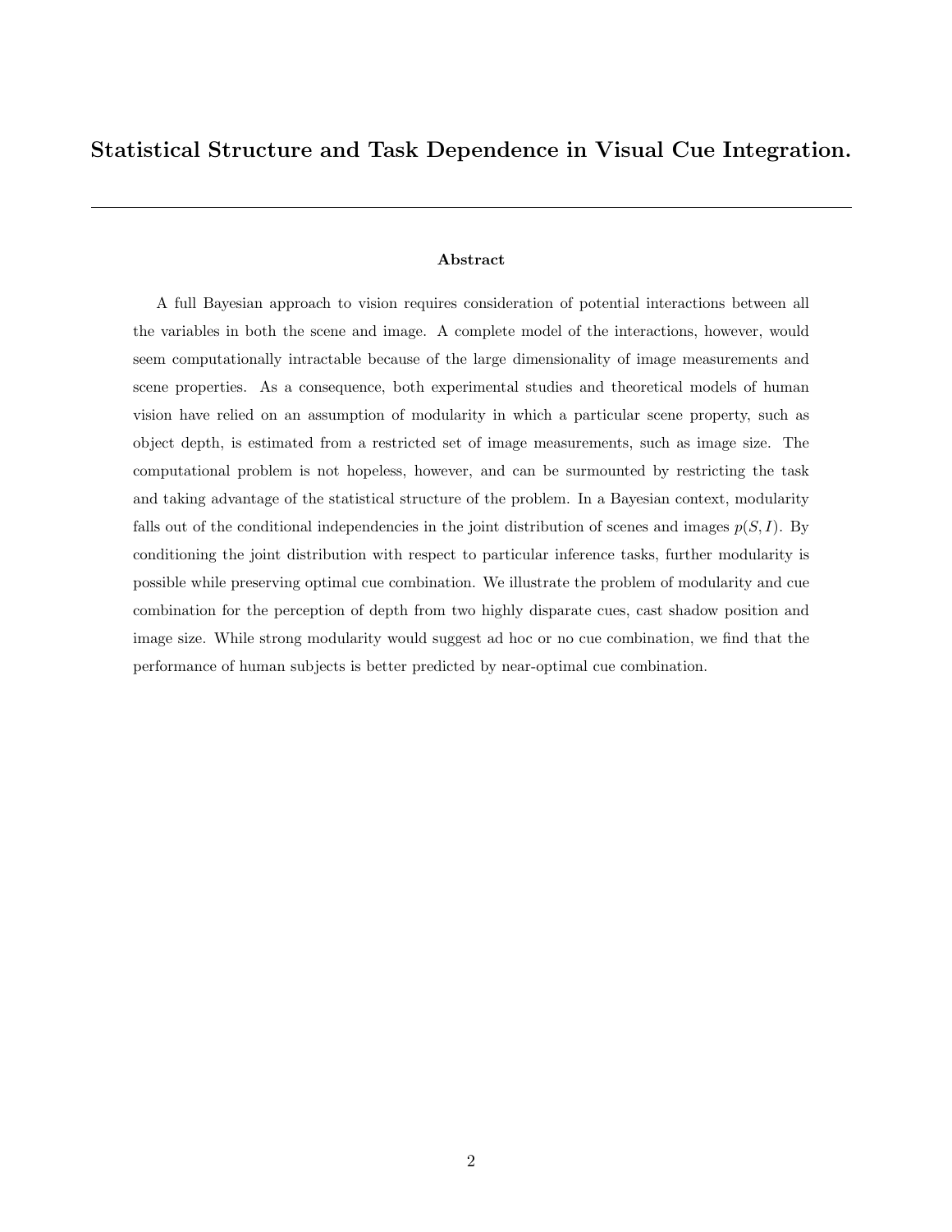# Statistical Structure and Task Dependence in Visual Cue Integration.

---

### Abstract

A full Bayesian approach to vision requires consideration of potential interactions between all the variables in both the scene and image. A complete model of the interactions, however, would seem computationally intractable because of the large dimensionality of image measurements and scene properties. As a consequence, both experimental studies and theoretical models of human vision have relied on an assumption of modularity in which a particular scene property, such as object depth, is estimated from a restricted set of image measurements, such as image size. The computational problem is not hopeless, however, and can be surmounted by restricting the task and taking advantage of the statistical structure of the problem. In a Bayesian context, modularity falls out of the conditional independencies in the joint distribution of scenes and images $p(S, I)$. By conditioning the joint distribution with respect to particular inference tasks, further modularity is possible while preserving optimal cue combination. We illustrate the problem of modularity and cue combination for the perception of depth from two highly disparate cues, cast shadow position and image size. While strong modularity would suggest ad hoc or no cue combination, we find that the performance of human subjects is better predicted by near-optimal cue combination.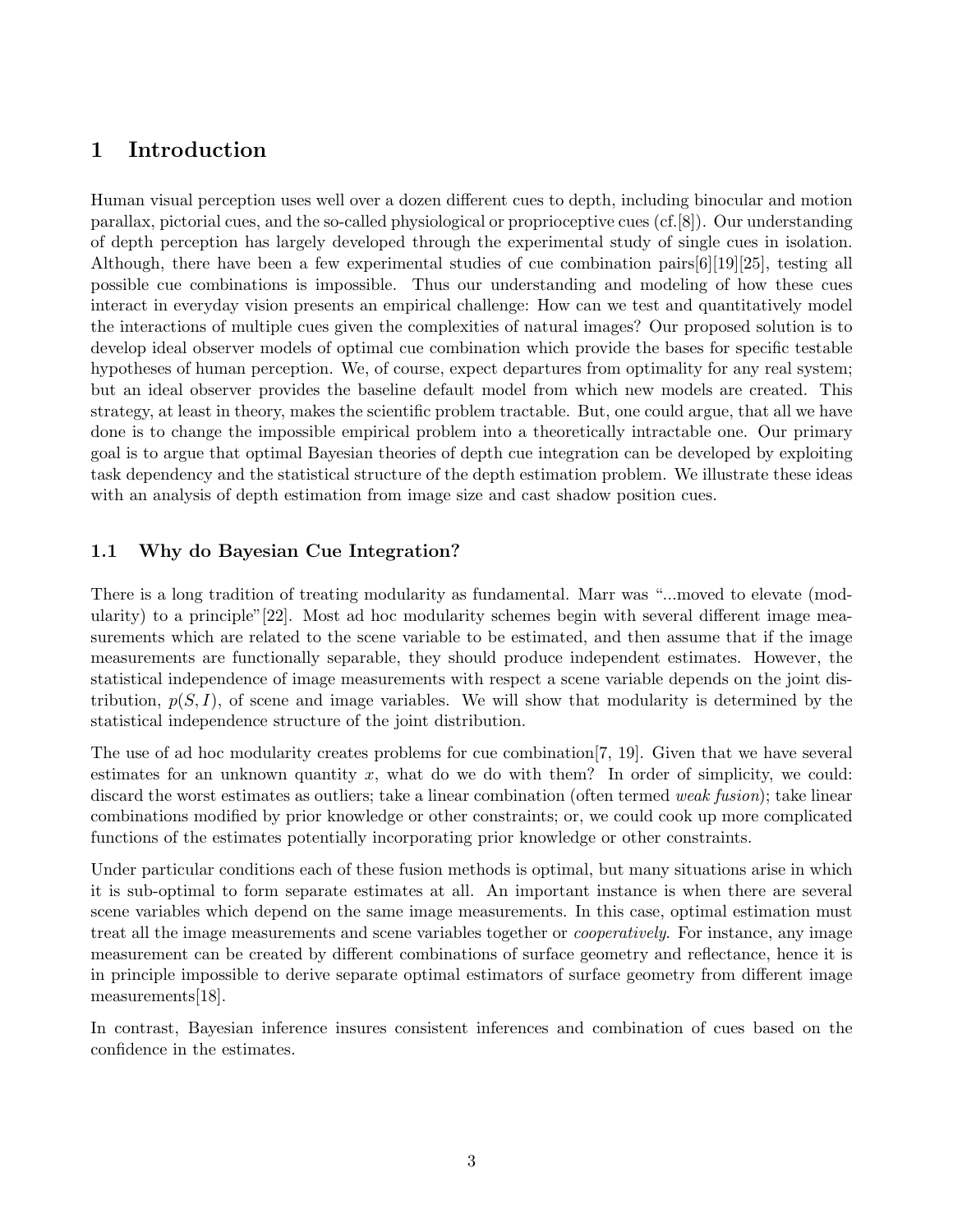# 1 Introduction

Human visual perception uses well over a dozen different cues to depth, including binocular and motion parallax, pictorial cues, and the so-called physiological or proprioceptive cues (cf.[8]). Our understanding of depth perception has largely developed through the experimental study of single cues in isolation. Although, there have been a few experimental studies of cue combination pairs[6][19][25], testing all possible cue combinations is impossible. Thus our understanding and modeling of how these cues interact in everyday vision presents an empirical challenge: How can we test and quantitatively model the interactions of multiple cues given the complexities of natural images? Our proposed solution is to develop ideal observer models of optimal cue combination which provide the bases for specific testable hypotheses of human perception. We, of course, expect departures from optimality for any real system; but an ideal observer provides the baseline default model from which new models are created. This strategy, at least in theory, makes the scientific problem tractable. But, one could argue, that all we have done is to change the impossible empirical problem into a theoretically intractable one. Our primary goal is to argue that optimal Bayesian theories of depth cue integration can be developed by exploiting task dependency and the statistical structure of the depth estimation problem. We illustrate these ideas with an analysis of depth estimation from image size and cast shadow position cues.

## 1.1 Why do Bayesian Cue Integration?

There is a long tradition of treating modularity as fundamental. Marr was "...moved to elevate (modularity) to a principle"[22]. Most ad hoc modularity schemes begin with several different image measurements which are related to the scene variable to be estimated, and then assume that if the image measurements are functionally separable, they should produce independent estimates. However, the statistical independence of image measurements with respect a scene variable depends on the joint distribution, $p(S, I)$, of scene and image variables. We will show that modularity is determined by the statistical independence structure of the joint distribution.

The use of ad hoc modularity creates problems for cue combination[7, 19]. Given that we have several estimates for an unknown quantity $x$, what do we do with them? In order of simplicity, we could: discard the worst estimates as outliers; take a linear combination (often termed *weak fusion*); take linear combinations modified by prior knowledge or other constraints; or, we could cook up more complicated functions of the estimates potentially incorporating prior knowledge or other constraints.

Under particular conditions each of these fusion methods is optimal, but many situations arise in which it is sub-optimal to form separate estimates at all. An important instance is when there are several scene variables which depend on the same image measurements. In this case, optimal estimation must treat all the image measurements and scene variables together or *cooperatively*. For instance, any image measurement can be created by different combinations of surface geometry and reflectance, hence it is in principle impossible to derive separate optimal estimators of surface geometry from different image measurements[18].

In contrast, Bayesian inference insures consistent inferences and combination of cues based on the confidence in the estimates.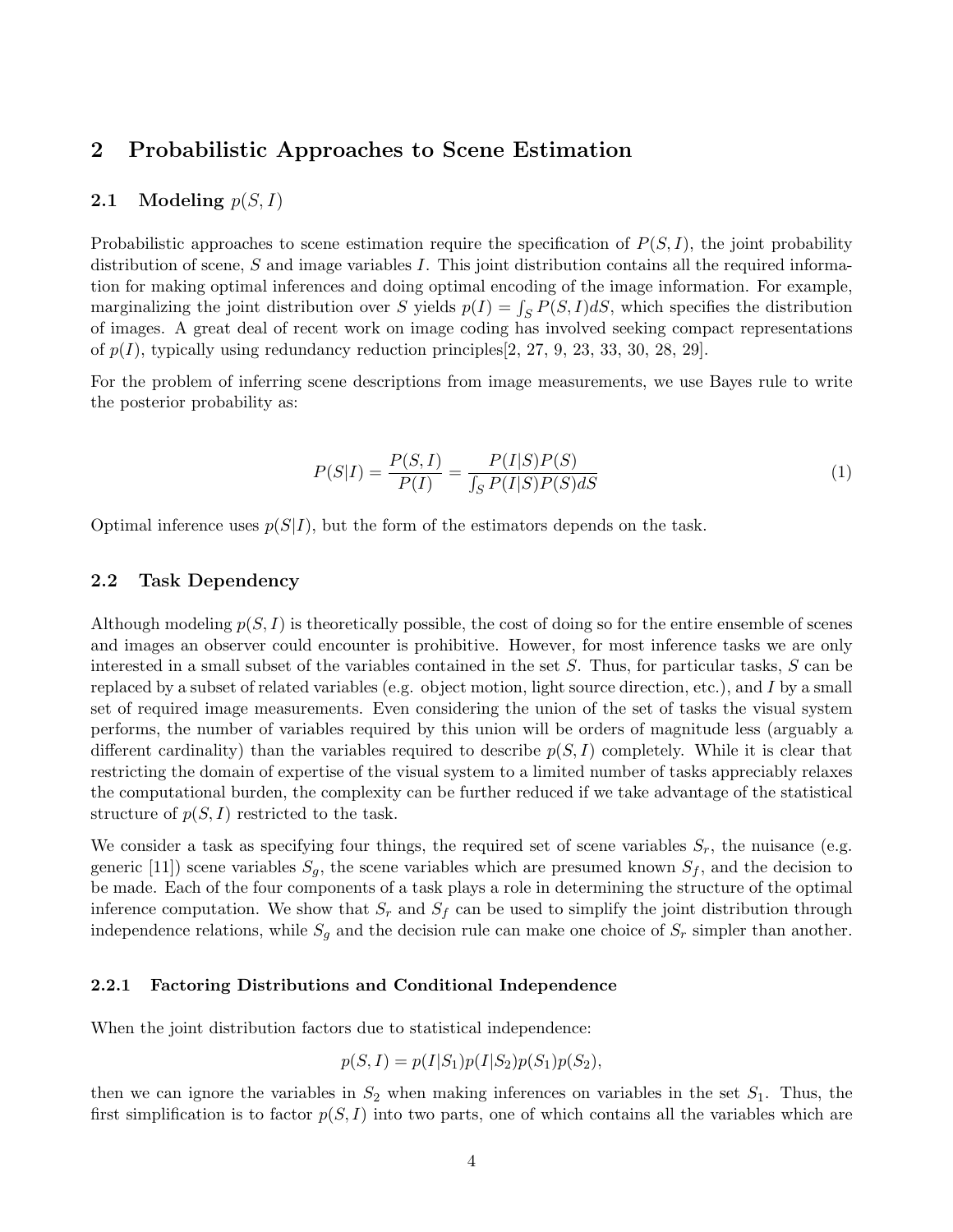## 2 Probabilistic Approaches to Scene Estimation

### 2.1 Modeling $p(S, I)$

Probabilistic approaches to scene estimation require the specification of $P(S, I)$, the joint probability distribution of scene, $S$ and image variables $I$. This joint distribution contains all the required information for making optimal inferences and doing optimal encoding of the image information. For example, marginalizing the joint distribution over $S$ yields $p(I) = \int_S P(S, I)dS$, which specifies the distribution of images. A great deal of recent work on image coding has involved seeking compact representations of $p(I)$, typically using redundancy reduction principles[2, 27, 9, 23, 33, 30, 28, 29].

For the problem of inferring scene descriptions from image measurements, we use Bayes rule to write the posterior probability as:

$$P(S|I) = \frac{P(S, I)}{P(I)} = \frac{P(I|S)P(S)}{\int_S P(I|S)P(S)dS} \tag{1}$$

Optimal inference uses $p(S|I)$, but the form of the estimators depends on the task.

### 2.2 Task Dependency

Although modeling $p(S, I)$ is theoretically possible, the cost of doing so for the entire ensemble of scenes and images an observer could encounter is prohibitive. However, for most inference tasks we are only interested in a small subset of the variables contained in the set $S$. Thus, for particular tasks, $S$ can be replaced by a subset of related variables (e.g. object motion, light source direction, etc.), and $I$ by a small set of required image measurements. Even considering the union of the set of tasks the visual system performs, the number of variables required by this union will be orders of magnitude less (arguably a different cardinality) than the variables required to describe $p(S, I)$ completely. While it is clear that restricting the domain of expertise of the visual system to a limited number of tasks appreciably relaxes the computational burden, the complexity can be further reduced if we take advantage of the statistical structure of $p(S, I)$ restricted to the task.

We consider a task as specifying four things, the required set of scene variables $S_r$, the nuisance (e.g. generic [11]) scene variables $S_g$, the scene variables which are presumed known $S_f$, and the decision to be made. Each of the four components of a task plays a role in determining the structure of the optimal inference computation. We show that $S_r$ and $S_f$ can be used to simplify the joint distribution through independence relations, while $S_g$ and the decision rule can make one choice of $S_r$ simpler than another.

#### 2.2.1 Factoring Distributions and Conditional Independence

When the joint distribution factors due to statistical independence:

$$p(S, I) = p(I|S_1)p(I|S_2)p(S_1)p(S_2),$$

then we can ignore the variables in $S_2$ when making inferences on variables in the set $S_1$. Thus, the first simplification is to factor $p(S, I)$ into two parts, one of which contains all the variables which are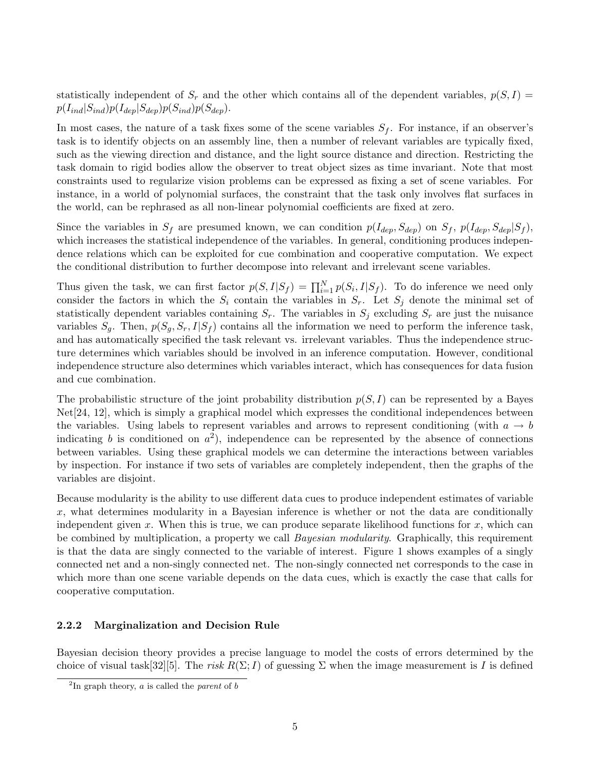statistically independent of $S_r$ and the other which contains all of the dependent variables, $p(S, I) = p(I_{ind}|S_{ind})p(I_{dep}|S_{dep})p(S_{ind})p(S_{dep})$.

In most cases, the nature of a task fixes some of the scene variables $S_f$. For instance, if an observer's task is to identify objects on an assembly line, then a number of relevant variables are typically fixed, such as the viewing direction and distance, and the light source distance and direction. Restricting the task domain to rigid bodies allow the observer to treat object sizes as time invariant. Note that most constraints used to regularize vision problems can be expressed as fixing a set of scene variables. For instance, in a world of polynomial surfaces, the constraint that the task only involves flat surfaces in the world, can be rephrased as all non-linear polynomial coefficients are fixed at zero.

Since the variables in $S_f$ are presumed known, we can condition $p(I_{dep}, S_{dep})$ on $S_f$, $p(I_{dep}, S_{dep}|S_f)$, which increases the statistical independence of the variables. In general, conditioning produces independence relations which can be exploited for cue combination and cooperative computation. We expect the conditional distribution to further decompose into relevant and irrelevant scene variables.

Thus given the task, we can first factor $p(S, I|S_f) = \prod_{i=1}^{N} p(S_i, I|S_f)$. To do inference we need only consider the factors in which the $S_i$ contain the variables in $S_r$. Let $S_j$ denote the minimal set of statistically dependent variables containing $S_r$. The variables in $S_j$ excluding $S_r$ are just the nuisance variables $S_g$. Then, $p(S_g, S_r, I|S_f)$ contains all the information we need to perform the inference task, and has automatically specified the task relevant vs. irrelevant variables. Thus the independence structure determines which variables should be involved in an inference computation. However, conditional independence structure also determines which variables interact, which has consequences for data fusion and cue combination.

The probabilistic structure of the joint probability distribution $p(S, I)$ can be represented by a Bayes Net[24, 12], which is simply a graphical model which expresses the conditional independences between the variables. Using labels to represent variables and arrows to represent conditioning (with $a \rightarrow b$ indicating $b$ is conditioned on $a$[2]), independence can be represented by the absence of connections between variables. Using these graphical models we can determine the interactions between variables by inspection. For instance if two sets of variables are completely independent, then the graphs of the variables are disjoint.

Because modularity is the ability to use different data cues to produce independent estimates of variable $x$, what determines modularity in a Bayesian inference is whether or not the data are conditionally independent given $x$. When this is true, we can produce separate likelihood functions for $x$, which can be combined by multiplication, a property we call *Bayesian modularity*. Graphically, this requirement is that the data are singly connected to the variable of interest. Figure 1 shows examples of a singly connected net and a non-singly connected net. The non-singly connected net corresponds to the case in which more than one scene variable depends on the data cues, which is exactly the case that calls for cooperative computation.

### 2.2.2 Marginalization and Decision Rule

Bayesian decision theory provides a precise language to model the costs of errors determined by the choice of visual task[32][5]. The *risk* $R(\Sigma; I)$ of guessing $\Sigma$ when the image measurement is $I$ is defined

[2] In graph theory, $a$ is called the *parent* of $b$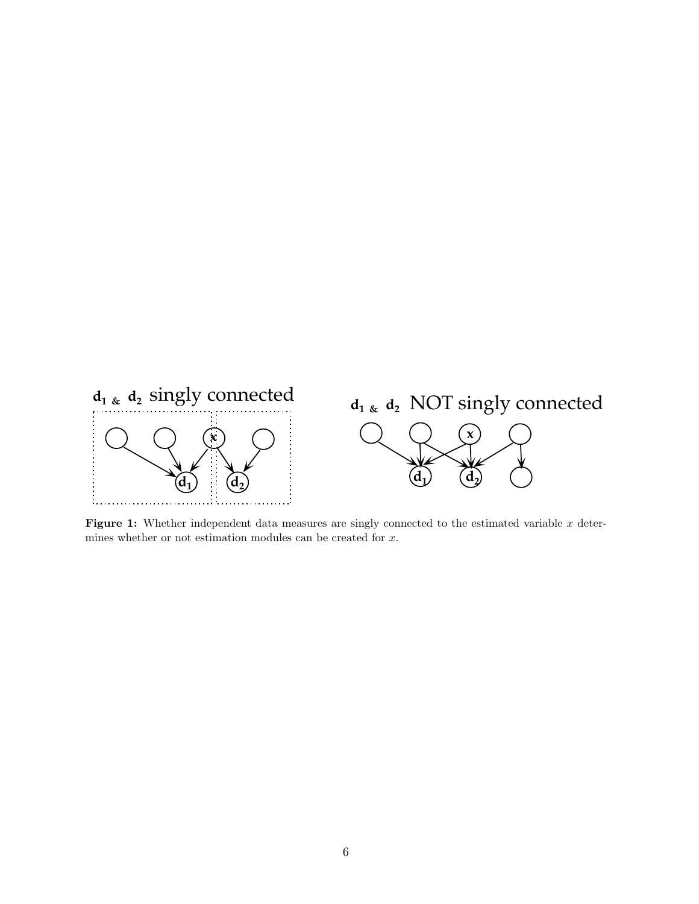**Figure 1:** Whether independent data measures are singly connected to the estimated variable $x$ determines whether or not estimation modules can be created for $x$.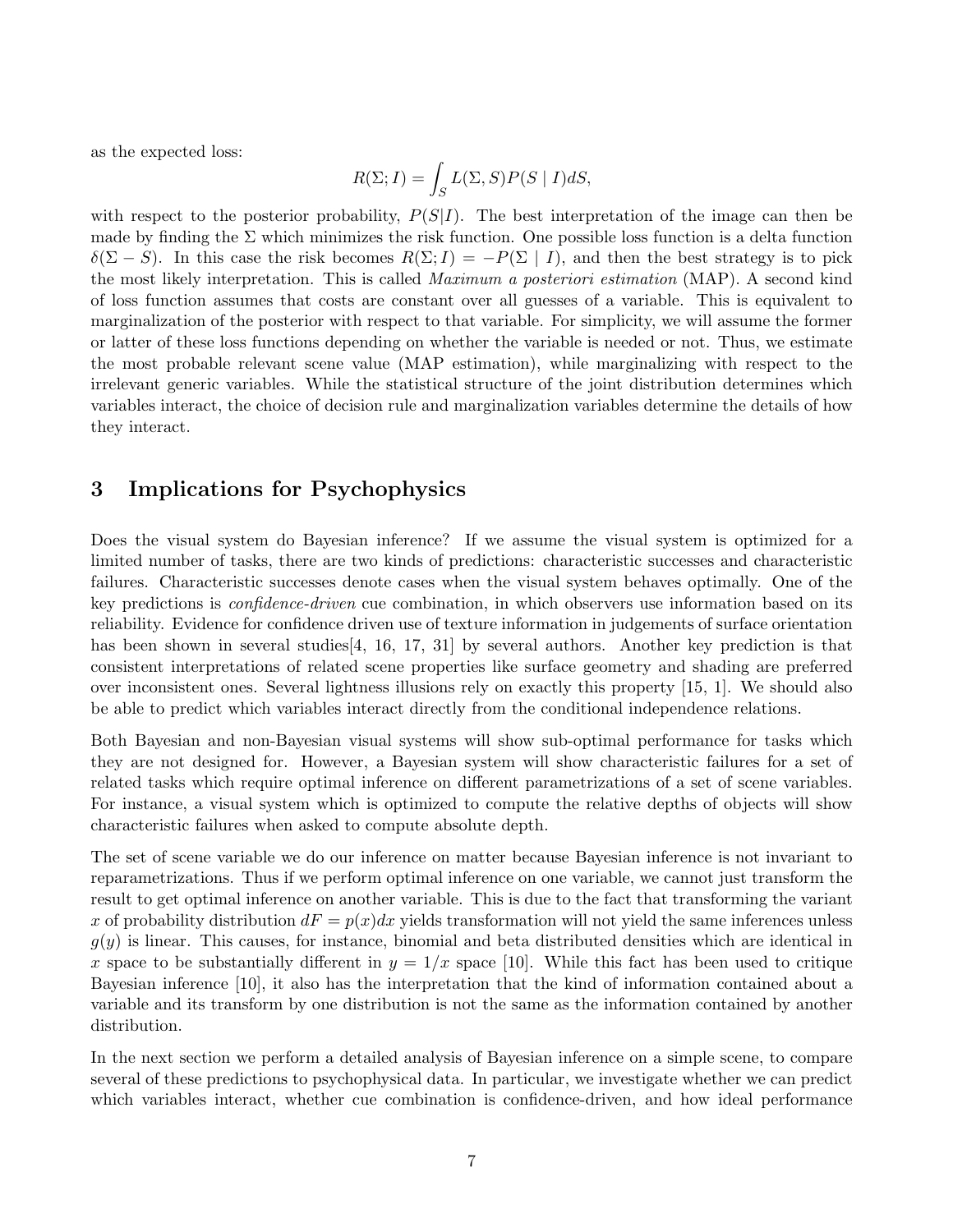as the expected loss:

$$R(\Sigma; I) = \int_S L(\Sigma, S) P(S \mid I) dS,$$

with respect to the posterior probability, $P(S|I)$. The best interpretation of the image can then be made by finding the $\Sigma$ which minimizes the risk function. One possible loss function is a delta function $\delta(\Sigma - S)$. In this case the risk becomes $R(\Sigma; I) = -P(\Sigma \mid I)$, and then the best strategy is to pick the most likely interpretation. This is called *Maximum a posteriori estimation* (MAP). A second kind of loss function assumes that costs are constant over all guesses of a variable. This is equivalent to marginalization of the posterior with respect to that variable. For simplicity, we will assume the former or latter of these loss functions depending on whether the variable is needed or not. Thus, we estimate the most probable relevant scene value (MAP estimation), while marginalizing with respect to the irrelevant generic variables. While the statistical structure of the joint distribution determines which variables interact, the choice of decision rule and marginalization variables determine the details of how they interact.

## 3 Implications for Psychophysics

Does the visual system do Bayesian inference? If we assume the visual system is optimized for a limited number of tasks, there are two kinds of predictions: characteristic successes and characteristic failures. Characteristic successes denote cases when the visual system behaves optimally. One of the key predictions is *confidence-driven* cue combination, in which observers use information based on its reliability. Evidence for confidence driven use of texture information in judgements of surface orientation has been shown in several studies[4, 16, 17, 31] by several authors. Another key prediction is that consistent interpretations of related scene properties like surface geometry and shading are preferred over inconsistent ones. Several lightness illusions rely on exactly this property [15, 1]. We should also be able to predict which variables interact directly from the conditional independence relations.

Both Bayesian and non-Bayesian visual systems will show sub-optimal performance for tasks which they are not designed for. However, a Bayesian system will show characteristic failures for a set of related tasks which require optimal inference on different parametrizations of a set of scene variables. For instance, a visual system which is optimized to compute the relative depths of objects will show characteristic failures when asked to compute absolute depth.

The set of scene variable we do our inference on matter because Bayesian inference is not invariant to reparametrizations. Thus if we perform optimal inference on one variable, we cannot just transform the result to get optimal inference on another variable. This is due to the fact that transforming the variant $x$ of probability distribution $dF = p(x)dx$ yields transformation will not yield the same inferences unless $g(y)$ is linear. This causes, for instance, binomial and beta distributed densities which are identical in $x$ space to be substantially different in $y = 1/x$ space [10]. While this fact has been used to critique Bayesian inference [10], it also has the interpretation that the kind of information contained about a variable and its transform by one distribution is not the same as the information contained by another distribution.

In the next section we perform a detailed analysis of Bayesian inference on a simple scene, to compare several of these predictions to psychophysical data. In particular, we investigate whether we can predict which variables interact, whether cue combination is confidence-driven, and how ideal performance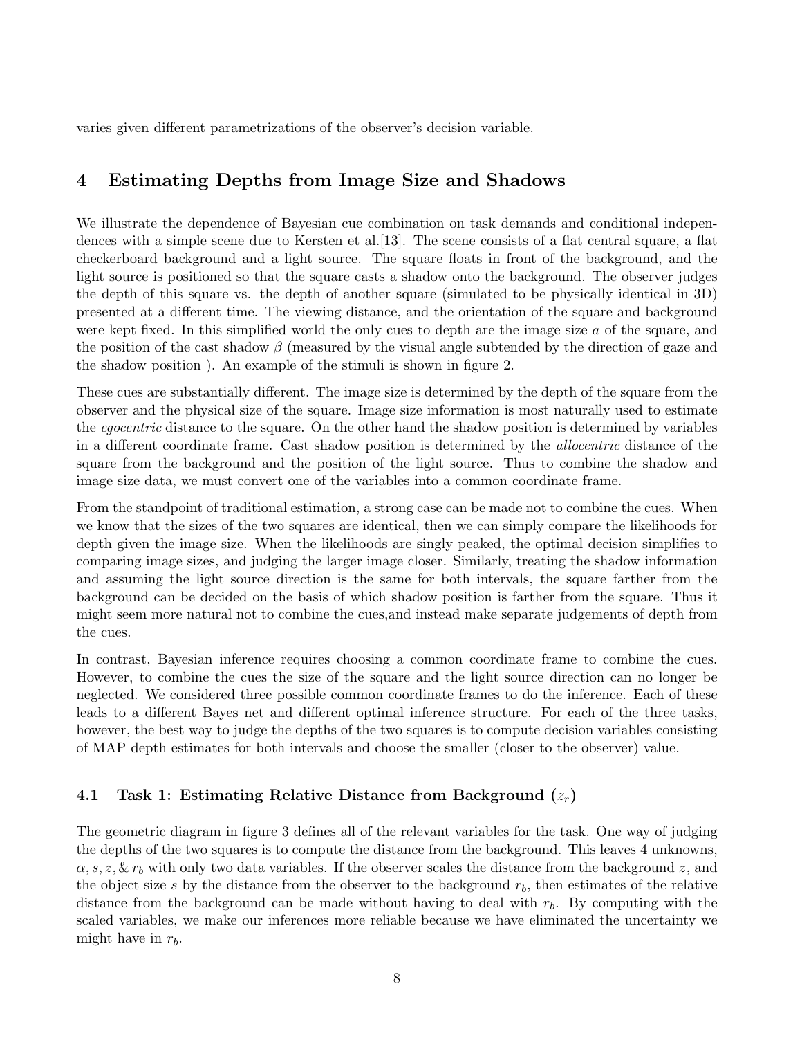varies given different parametrizations of the observer's decision variable.

## 4 Estimating Depths from Image Size and Shadows

We illustrate the dependence of Bayesian cue combination on task demands and conditional independences with a simple scene due to Kersten et al.[13]. The scene consists of a flat central square, a flat checkerboard background and a light source. The square floats in front of the background, and the light source is positioned so that the square casts a shadow onto the background. The observer judges the depth of this square vs. the depth of another square (simulated to be physically identical in 3D) presented at a different time. The viewing distance, and the orientation of the square and background were kept fixed. In this simplified world the only cues to depth are the image size $a$ of the square, and the position of the cast shadow $\beta$ (measured by the visual angle subtended by the direction of gaze and the shadow position ). An example of the stimuli is shown in figure 2.

These cues are substantially different. The image size is determined by the depth of the square from the observer and the physical size of the square. Image size information is most naturally used to estimate the *egocentric* distance to the square. On the other hand the shadow position is determined by variables in a different coordinate frame. Cast shadow position is determined by the *allocentric* distance of the square from the background and the position of the light source. Thus to combine the shadow and image size data, we must convert one of the variables into a common coordinate frame.

From the standpoint of traditional estimation, a strong case can be made not to combine the cues. When we know that the sizes of the two squares are identical, then we can simply compare the likelihoods for depth given the image size. When the likelihoods are singly peaked, the optimal decision simplifies to comparing image sizes, and judging the larger image closer. Similarly, treating the shadow information and assuming the light source direction is the same for both intervals, the square farther from the background can be decided on the basis of which shadow position is farther from the square. Thus it might seem more natural not to combine the cues,and instead make separate judgements of depth from the cues.

In contrast, Bayesian inference requires choosing a common coordinate frame to combine the cues. However, to combine the cues the size of the square and the light source direction can no longer be neglected. We considered three possible common coordinate frames to do the inference. Each of these leads to a different Bayes net and different optimal inference structure. For each of the three tasks, however, the best way to judge the depths of the two squares is to compute decision variables consisting of MAP depth estimates for both intervals and choose the smaller (closer to the observer) value.

### 4.1 Task 1: Estimating Relative Distance from Background ($z_r$)

The geometric diagram in figure 3 defines all of the relevant variables for the task. One way of judging the depths of the two squares is to compute the distance from the background. This leaves 4 unknowns, $\alpha, s, z, \& \, r_b$ with only two data variables. If the observer scales the distance from the background $z$, and the object size $s$ by the distance from the observer to the background $r_b$, then estimates of the relative distance from the background can be made without having to deal with $r_b$. By computing with the scaled variables, we make our inferences more reliable because we have eliminated the uncertainty we might have in $r_b$.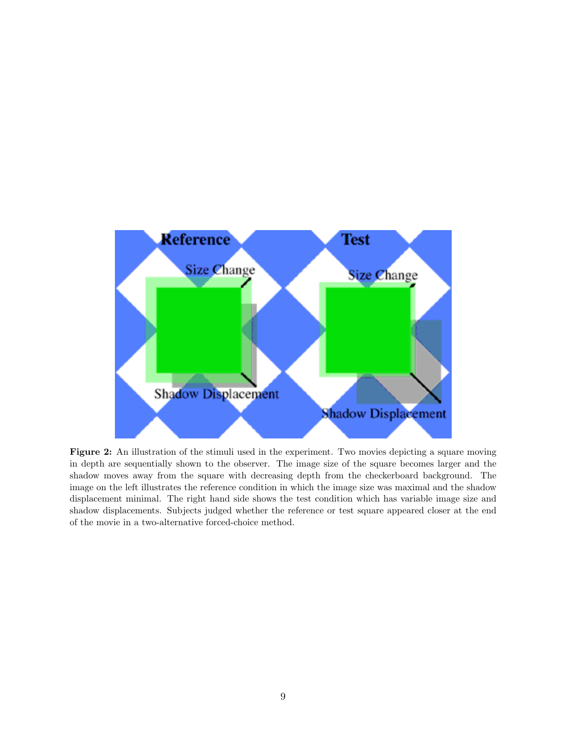**Figure 2:** An illustration of the stimuli used in the experiment. Two movies depicting a square moving in depth are sequentially shown to the observer. The image size of the square becomes larger and the shadow moves away from the square with decreasing depth from the checkerboard background. The image on the left illustrates the reference condition in which the image size was maximal and the shadow displacement minimal. The right hand side shows the test condition which has variable image size and shadow displacements. Subjects judged whether the reference or test square appeared closer at the end of the movie in a two-alternative forced-choice method.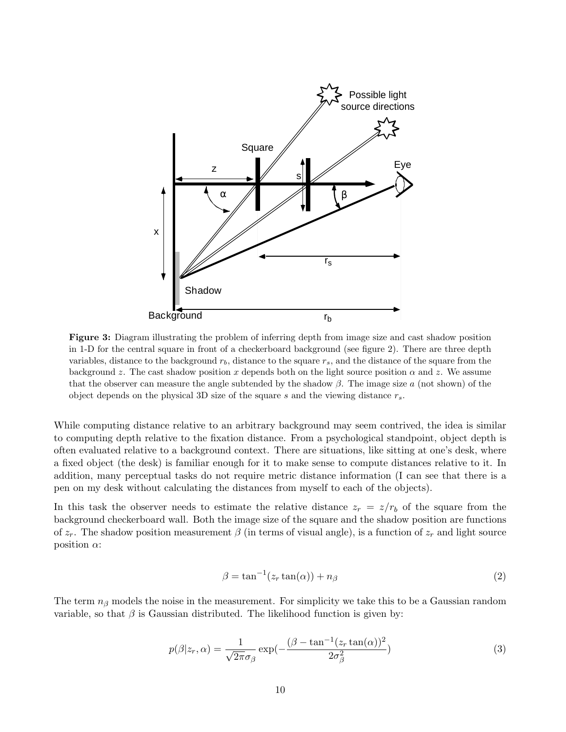**Figure 3:** Diagram illustrating the problem of inferring depth from image size and cast shadow position in 1-D for the central square in front of a checkerboard background (see figure 2). There are three depth variables, distance to the background $r_b$, distance to the square $r_s$, and the distance of the square from the background $z$. The cast shadow position $x$ depends both on the light source position $\alpha$ and $z$. We assume that the observer can measure the angle subtended by the shadow $\beta$. The image size $a$ (not shown) of the object depends on the physical 3D size of the square $s$ and the viewing distance $r_s$.

While computing distance relative to an arbitrary background may seem contrived, the idea is similar to computing depth relative to the fixation distance. From a psychological standpoint, object depth is often evaluated relative to a background context. There are situations, like sitting at one's desk, where a fixed object (the desk) is familiar enough for it to make sense to compute distances relative to it. In addition, many perceptual tasks do not require metric distance information (I can see that there is a pen on my desk without calculating the distances from myself to each of the objects).

In this task the observer needs to estimate the relative distance $z_r = z/r_b$ of the square from the background checkerboard wall. Both the image size of the square and the shadow position are functions of $z_r$. The shadow position measurement $\beta$ (in terms of visual angle), is a function of $z_r$ and light source position $\alpha$:

$$\beta = \tan^{-1}(z_r \tan(\alpha)) + n_\beta \tag{2}$$

The term $n_\beta$ models the noise in the measurement. For simplicity we take this to be a Gaussian random variable, so that $\beta$ is Gaussian distributed. The likelihood function is given by:

$$p(\beta|z_r, \alpha) = \frac{1}{\sqrt{2\pi}\sigma_\beta} \exp(-\frac{(\beta - \tan^{-1}(z_r \tan(\alpha))^2}{2\sigma_\beta^2}) \tag{3}$$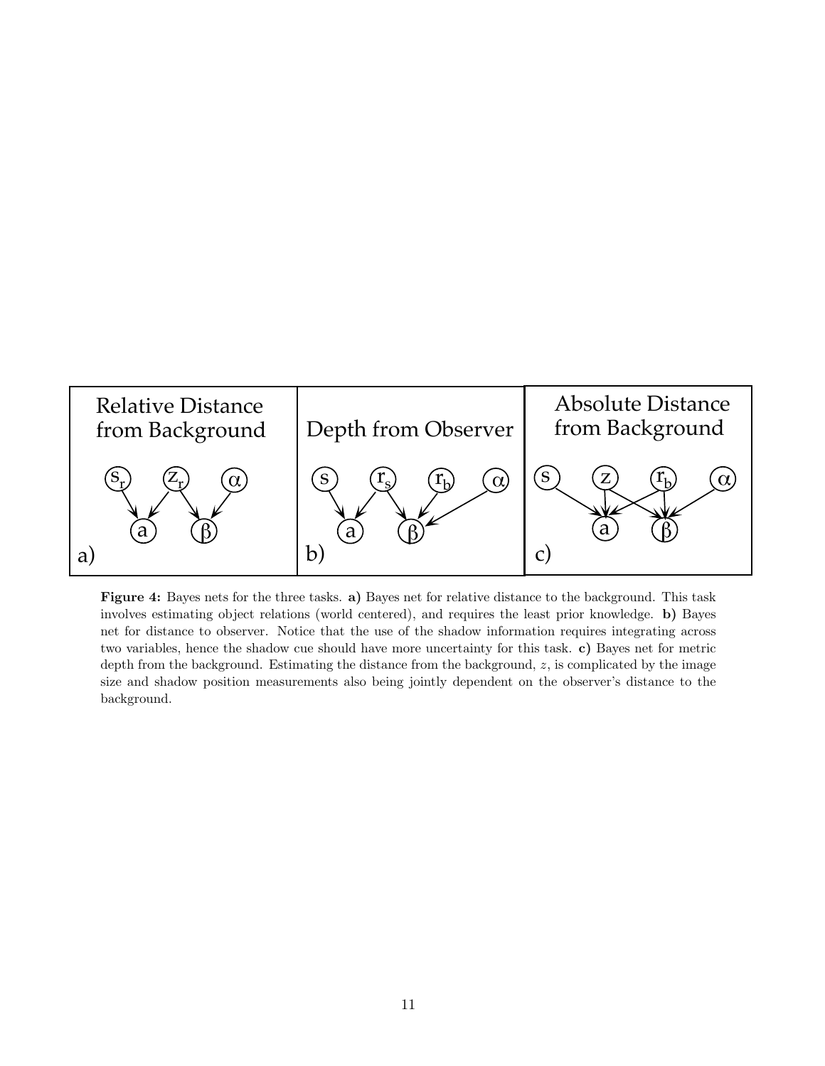**Figure 4:** Bayes nets for the three tasks. **a)** Bayes net for relative distance to the background. This task involves estimating object relations (world centered), and requires the least prior knowledge. **b)** Bayes net for distance to observer. Notice that the use of the shadow information requires integrating across two variables, hence the shadow cue should have more uncertainty for this task. **c)** Bayes net for metric depth from the background. Estimating the distance from the background, $z$, is complicated by the image size and shadow position measurements also being jointly dependent on the observer's distance to the background.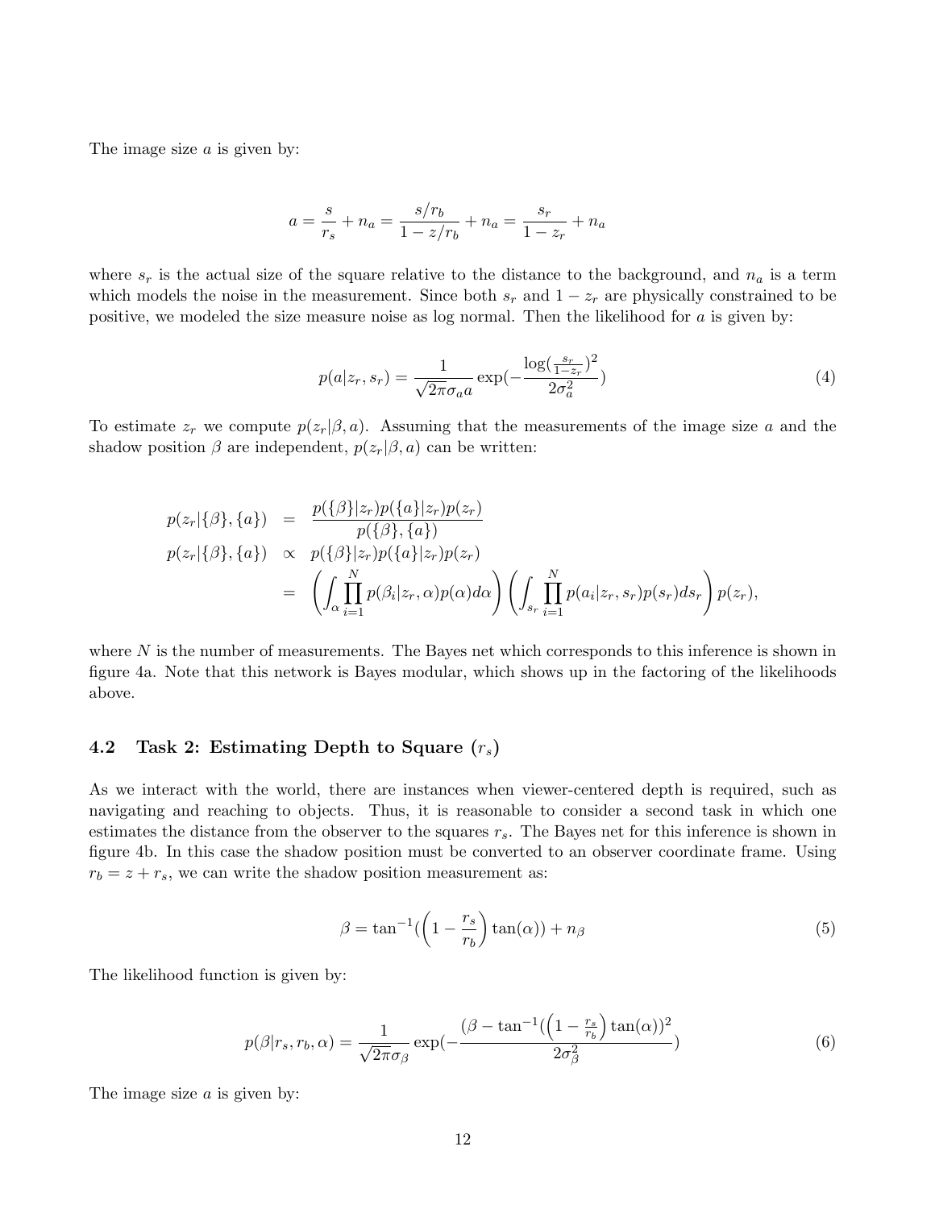The image size $a$ is given by:

$$a = \frac{s}{r_s} + n_a = \frac{s/r_b}{1 - z/r_b} + n_a = \frac{s_r}{1 - z_r} + n_a$$

where $s_r$ is the actual size of the square relative to the distance to the background, and $n_a$ is a term which models the noise in the measurement. Since both $s_r$ and $1 - z_r$ are physically constrained to be positive, we modeled the size measure noise as log normal. Then the likelihood for $a$ is given by:

$$p(a|z_r, s_r) = \frac{1}{\sqrt{2\pi}\sigma_a a} \exp(-\frac{\log(\frac{s_r}{1-z_r})^2}{2\sigma_a^2}) \tag{4}$$

To estimate $z_r$ we compute $p(z_r|\beta, a)$. Assuming that the measurements of the image size $a$ and the shadow position $\beta$ are independent, $p(z_r|\beta, a)$ can be written:

$$\begin{aligned}
p(z_r|\{\beta\}, \{a\}) &= \frac{p(\{\beta\}|z_r)p(\{a\}|z_r)p(z_r)}{p(\{\beta\}, \{a\})} \\
p(z_r|\{\beta\}, \{a\}) &\propto p(\{\beta\}|z_r)p(\{a\}|z_r)p(z_r) \\
&= \left(\int_\alpha \prod_{i=1}^{N} p(\beta_i|z_r, \alpha)p(\alpha)d\alpha\right)\left(\int_{s_r} \prod_{i=1}^{N} p(a_i|z_r, s_r)p(s_r)ds_r\right)p(z_r),
\end{aligned}$$

where $N$ is the number of measurements. The Bayes net which corresponds to this inference is shown in figure 4a. Note that this network is Bayes modular, which shows up in the factoring of the likelihoods above.

### 4.2 Task 2: Estimating Depth to Square ($r_s$)

As we interact with the world, there are instances when viewer-centered depth is required, such as navigating and reaching to objects. Thus, it is reasonable to consider a second task in which one estimates the distance from the observer to the squares $r_s$. The Bayes net for this inference is shown in figure 4b. In this case the shadow position must be converted to an observer coordinate frame. Using $r_b = z + r_s$, we can write the shadow position measurement as:

$$\beta = \tan^{-1}(\left(1 - \frac{r_s}{r_b}\right)\tan(\alpha)) + n_\beta \tag{5}$$

The likelihood function is given by:

$$p(\beta|r_s, r_b, \alpha) = \frac{1}{\sqrt{2\pi}\sigma_\beta} \exp(-\frac{(\beta - \tan^{-1}(\left(1 - \frac{r_s}{r_b}\right)\tan(\alpha))^2}{2\sigma_\beta^2}) \tag{6}$$

The image size $a$ is given by: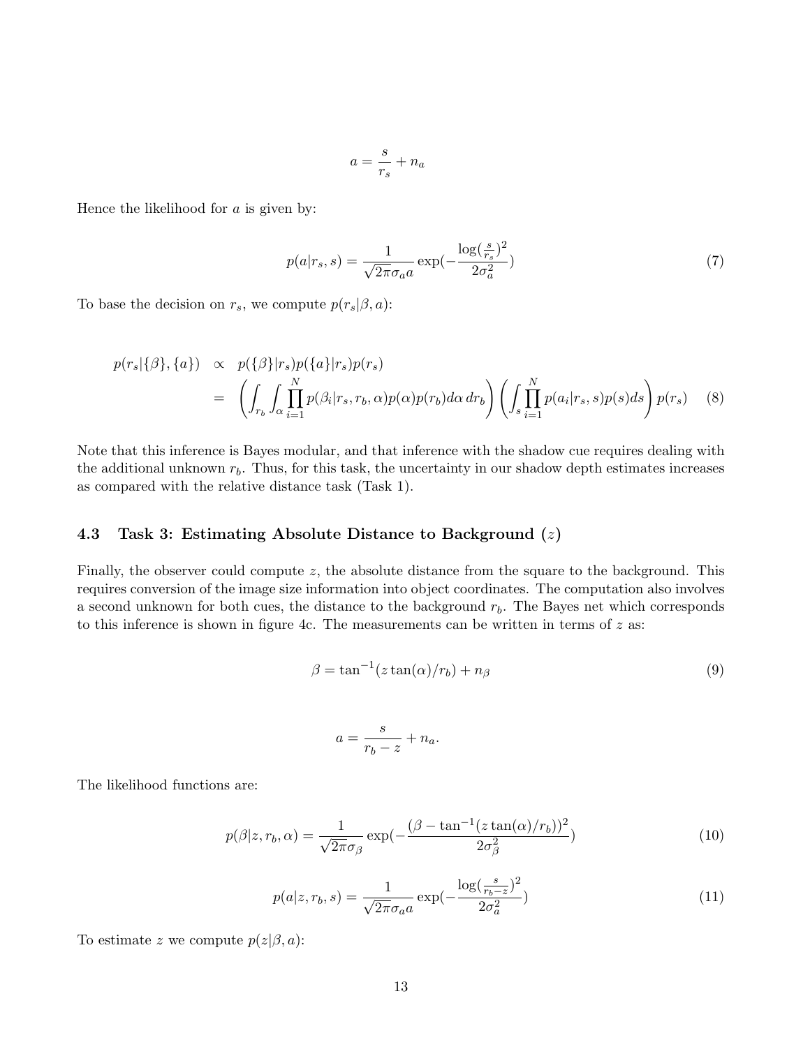$$a = \frac{s}{r_s} + n_a$$

Hence the likelihood for $a$ is given by:

$$p(a|r_s, s) = \frac{1}{\sqrt{2\pi}\sigma_a a} \exp(-\frac{\log(\frac{s}{r_s})^2}{2\sigma_a^2}) \tag{7}$$

To base the decision on $r_s$, we compute $p(r_s|\beta, a)$:

$$\begin{aligned} p(r_s|\{\beta\}, \{a\}) &\propto p(\{\beta\}|r_s)p(\{a\}|r_s)p(r_s) \\ &= \left(\int_{r_b}\int_{\alpha}\prod_{i=1}^{N} p(\beta_i|r_s, r_b, \alpha)p(\alpha)p(r_b)d\alpha\, dr_b\right)\left(\int_s \prod_{i=1}^{N} p(a_i|r_s, s)p(s)ds\right)p(r_s) \end{aligned} \tag{8}$$

Note that this inference is Bayes modular, and that inference with the shadow cue requires dealing with the additional unknown $r_b$. Thus, for this task, the uncertainty in our shadow depth estimates increases as compared with the relative distance task (Task 1).

### 4.3 Task 3: Estimating Absolute Distance to Background ($z$)

Finally, the observer could compute $z$, the absolute distance from the square to the background. This requires conversion of the image size information into object coordinates. The computation also involves a second unknown for both cues, the distance to the background $r_b$. The Bayes net which corresponds to this inference is shown in figure 4c. The measurements can be written in terms of $z$ as:

$$\beta = \tan^{-1}(z\tan(\alpha)/r_b) + n_\beta \tag{9}$$

$$a = \frac{s}{r_b - z} + n_a.$$

The likelihood functions are:

$$p(\beta|z, r_b, \alpha) = \frac{1}{\sqrt{2\pi}\sigma_\beta} \exp(-\frac{(\beta - \tan^{-1}(z\tan(\alpha)/r_b))^2}{2\sigma_\beta^2}) \tag{10}$$

$$p(a|z, r_b, s) = \frac{1}{\sqrt{2\pi}\sigma_a a} \exp(-\frac{\log(\frac{s}{r_b - z})^2}{2\sigma_a^2}) \tag{11}$$

To estimate $z$ we compute $p(z|\beta, a)$: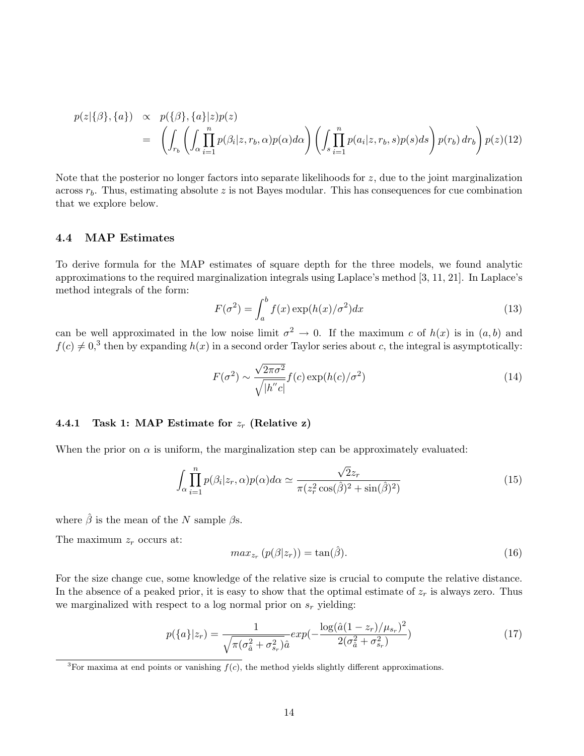$$
\begin{aligned}
p(z|\{\beta\},\{a\}) &\propto p(\{\beta\},\{a\}|z)p(z) \\
&= \left( \int_{r_b} \left( \int_{\alpha} \prod_{i=1}^{n} p(\beta_i|z, r_b, \alpha)p(\alpha)d\alpha \right) \left( \int_{s} \prod_{i=1}^{n} p(a_i|z, r_b, s)p(s)ds \right) p(r_b)\, dr_b \right) p(z) \quad (12)
\end{aligned}
$$

Note that the posterior no longer factors into separate likelihoods for $z$, due to the joint marginalization across $r_b$. Thus, estimating absolute $z$ is not Bayes modular. This has consequences for cue combination that we explore below.

### 4.4 MAP Estimates

To derive formula for the MAP estimates of square depth for the three models, we found analytic approximations to the required marginalization integrals using Laplace's method [3, 11, 21]. In Laplace's method integrals of the form:

$$
F(\sigma^2) = \int_a^b f(x) \exp(h(x)/\sigma^2) dx \quad (13)
$$

can be well approximated in the low noise limit $\sigma^2 \to 0$. If the maximum $c$ of $h(x)$ is in $(a, b)$ and $f(c) \neq 0$,[3] then by expanding $h(x)$ in a second order Taylor series about $c$, the integral is asymptotically:

$$
F(\sigma^2) \sim \frac{\sqrt{2\pi\sigma^2}}{\sqrt{|h''c|}} f(c) \exp(h(c)/\sigma^2) \quad (14)
$$

#### 4.4.1 Task 1: MAP Estimate for $z_r$ (Relative z)

When the prior on $\alpha$ is uniform, the marginalization step can be approximately evaluated:

$$
\int_{\alpha} \prod_{i=1}^{n} p(\beta_i|z_r, \alpha)p(\alpha)d\alpha \simeq \frac{\sqrt{2}z_r}{\pi(z_r^2 \cos(\hat{\beta})^2 + \sin(\hat{\beta})^2)} \quad (15)
$$

where $\hat{\beta}$ is the mean of the $N$ sample $\beta$s.

The maximum $z_r$ occurs at:

$$
max_{z_r}\left(p(\beta|z_r)\right) = \tan(\hat{\beta}). \quad (16)
$$

For the size change cue, some knowledge of the relative size is crucial to compute the relative distance. In the absence of a peaked prior, it is easy to show that the optimal estimate of $z_r$ is always zero. Thus we marginalized with respect to a log normal prior on $s_r$ yielding:

$$
p(\{a\}|z_r) = \frac{1}{\sqrt{\pi(\sigma_{\hat{a}}^2 + \sigma_{s_r}^2)}\hat{a}} exp(-\frac{\log(\hat{a}(1 - z_r)/\mu_{s_r})^2}{2(\sigma_{\hat{a}}^2 + \sigma_{s_r}^2)}) \quad (17)
$$

[3] For maxima at end points or vanishing $f(c)$, the method yields slightly different approximations.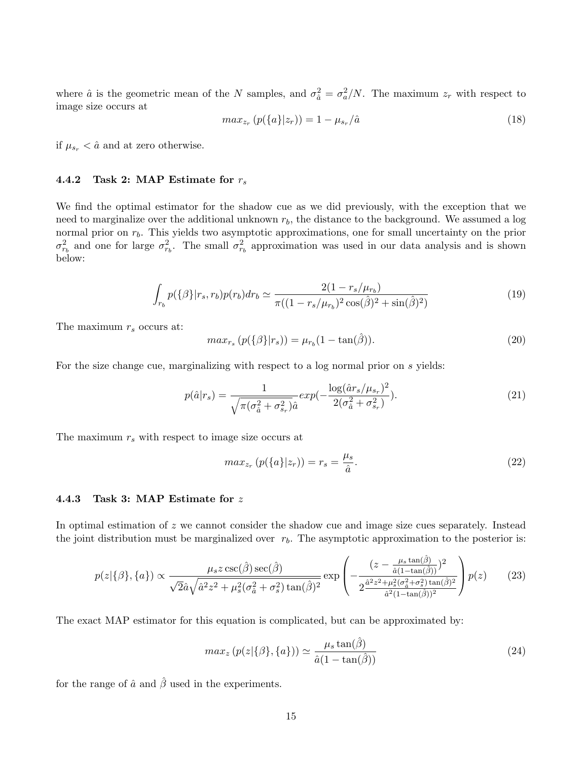where $\hat{a}$ is the geometric mean of the $N$ samples, and $\sigma_{\hat{a}}^2 = \sigma_a^2/N$. The maximum $z_r$ with respect to image size occurs at

$$max_{z_r}\left(p(\{a\}|z_r)\right) = 1 - \mu_{s_r}/\hat{a} \tag{18}$$

if $\mu_{s_r} < \hat{a}$ and at zero otherwise.

### 4.4.2 Task 2: MAP Estimate for $r_s$

We find the optimal estimator for the shadow cue as we did previously, with the exception that we need to marginalize over the additional unknown $r_b$, the distance to the background. We assumed a log normal prior on $r_b$. This yields two asymptotic approximations, one for small uncertainty on the prior $\sigma_{r_b}^2$ and one for large $\sigma_{r_b}^2$. The small $\sigma_{r_b}^2$ approximation was used in our data analysis and is shown below:

$$\int_{r_b} p(\{\beta\}|r_s, r_b)p(r_b)dr_b \simeq \frac{2(1 - r_s/\mu_{r_b})}{\pi((1 - r_s/\mu_{r_b})^2\cos(\hat{\beta})^2 + \sin(\hat{\beta})^2)} \tag{19}$$

The maximum $r_s$ occurs at:

$$max_{r_s}\left(p(\{\beta\}|r_s)\right) = \mu_{r_b}(1 - \tan(\hat{\beta})). \tag{20}$$

For the size change cue, marginalizing with respect to a log normal prior on $s$ yields:

$$p(\hat{a}|r_s) = \frac{1}{\sqrt{\pi(\sigma_{\hat{a}}^2 + \sigma_{s_r}^2)}\hat{a}} exp\left(-\frac{\log(\hat{a}r_s/\mu_{s_r})^2}{2(\sigma_{\hat{a}}^2 + \sigma_{s_r}^2)}\right). \tag{21}$$

The maximum $r_s$ with respect to image size occurs at

$$max_{z_r}\left(p(\{a\}|z_r)\right) = r_s = \frac{\mu_s}{\hat{a}}. \tag{22}$$

### 4.4.3 Task 3: MAP Estimate for $z$

In optimal estimation of $z$ we cannot consider the shadow cue and image size cues separately. Instead the joint distribution must be marginalized over $r_b$. The asymptotic approximation to the posterior is:

$$p(z|\{\beta\},\{a\}) \propto \frac{\mu_s z \csc(\hat{\beta})\sec(\hat{\beta})}{\sqrt{2}\hat{a}\sqrt{\hat{a}^2z^2 + \mu_s^2(\sigma_{\hat{a}}^2 + \sigma_s^2)\tan(\hat{\beta})^2}} \exp\left(-\frac{(z - \frac{\mu_s\tan(\hat{\beta})}{\hat{a}(1-\tan(\hat{\beta}))})^2}{2\frac{\hat{a}^2z^2 + \mu_s^2(\sigma_{\hat{a}}^2+\sigma_s^2)\tan(\hat{\beta})^2}{\hat{a}^2(1-\tan(\hat{\beta}))^2}}\right)p(z) \tag{23}$$

The exact MAP estimator for this equation is complicated, but can be approximated by:

$$max_z\left(p(z|\{\beta\},\{a\})\right) \simeq \frac{\mu_s\tan(\hat{\beta})}{\hat{a}(1 - \tan(\hat{\beta}))} \tag{24}$$

for the range of $\hat{a}$ and $\hat{\beta}$ used in the experiments.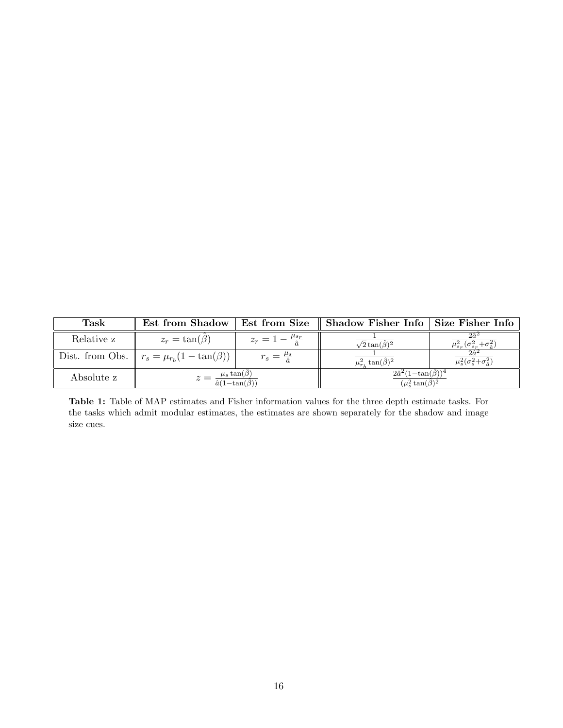| Task | Est from Shadow | Est from Size | Shadow Fisher Info | Size Fisher Info |
|---|---|---|---|---|
| Relative z | $z_r = \tan(\hat{\beta})$ | $z_r = 1 - \frac{\mu_{s_r}}{\hat{a}}$ | $\frac{1}{\sqrt{2}\tan(\hat{\beta})^2}$ | $\frac{2\hat{a}^2}{\mu_{s_r}^2(\sigma_{s_r}^2+\sigma_{\hat{a}}^2)}$ |
| Dist. from Obs. | $r_s = \mu_{r_b}(1 - \tan(\beta))$ | $r_s = \frac{\mu_s}{\hat{a}}$ | $\frac{1}{\mu_{r_b}^2 \tan(\hat{\beta})^2}$ | $\frac{2\hat{a}^2}{\mu_s^2(\sigma_s^2+\sigma_{\hat{a}}^2)}$ |
| Absolute z | $z = \frac{\mu_s \tan(\hat{\beta})}{\hat{a}(1-\tan(\hat{\beta}))}$ | | $\frac{2\hat{a}^2(1-\tan(\hat{\beta}))^4}{(\mu_s^2 \tan(\hat{\beta})^2}$ | |

**Table 1:** Table of MAP estimates and Fisher information values for the three depth estimate tasks. For the tasks which admit modular estimates, the estimates are shown separately for the shadow and image size cues.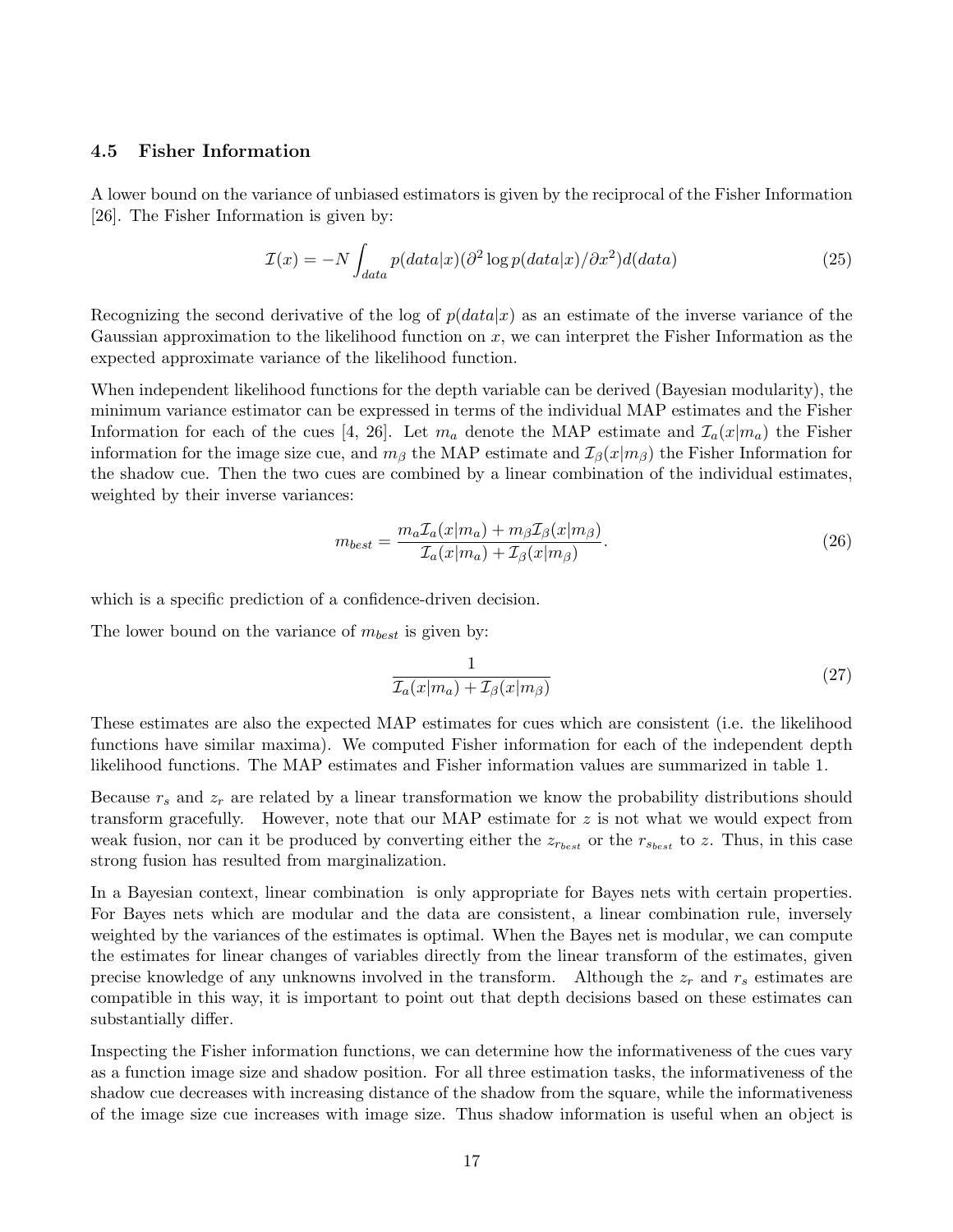### 4.5 Fisher Information

A lower bound on the variance of unbiased estimators is given by the reciprocal of the Fisher Information [26]. The Fisher Information is given by:

$$\mathcal{I}(x) = -N \int_{data} p(data|x)(\partial^2 \log p(data|x)/\partial x^2) d(data) \tag{25}$$

Recognizing the second derivative of the log of $p(data|x)$ as an estimate of the inverse variance of the Gaussian approximation to the likelihood function on $x$, we can interpret the Fisher Information as the expected approximate variance of the likelihood function.

When independent likelihood functions for the depth variable can be derived (Bayesian modularity), the minimum variance estimator can be expressed in terms of the individual MAP estimates and the Fisher Information for each of the cues [4, 26]. Let $m_a$ denote the MAP estimate and $\mathcal{I}_a(x|m_a)$ the Fisher information for the image size cue, and $m_\beta$ the MAP estimate and $\mathcal{I}_\beta(x|m_\beta)$ the Fisher Information for the shadow cue. Then the two cues are combined by a linear combination of the individual estimates, weighted by their inverse variances:

$$m_{best} = \frac{m_a \mathcal{I}_a(x|m_a) + m_\beta \mathcal{I}_\beta(x|m_\beta)}{\mathcal{I}_a(x|m_a) + \mathcal{I}_\beta(x|m_\beta)}. \tag{26}$$

which is a specific prediction of a confidence-driven decision.

The lower bound on the variance of $m_{best}$ is given by:

$$\frac{1}{\mathcal{I}_a(x|m_a) + \mathcal{I}_\beta(x|m_\beta)} \tag{27}$$

These estimates are also the expected MAP estimates for cues which are consistent (i.e. the likelihood functions have similar maxima). We computed Fisher information for each of the independent depth likelihood functions. The MAP estimates and Fisher information values are summarized in table 1.

Because $r_s$ and $z_r$ are related by a linear transformation we know the probability distributions should transform gracefully. However, note that our MAP estimate for $z$ is not what we would expect from weak fusion, nor can it be produced by converting either the $z_{r_{best}}$ or the $r_{s_{best}}$ to $z$. Thus, in this case strong fusion has resulted from marginalization.

In a Bayesian context, linear combination is only appropriate for Bayes nets with certain properties. For Bayes nets which are modular and the data are consistent, a linear combination rule, inversely weighted by the variances of the estimates is optimal. When the Bayes net is modular, we can compute the estimates for linear changes of variables directly from the linear transform of the estimates, given precise knowledge of any unknowns involved in the transform. Although the $z_r$ and $r_s$ estimates are compatible in this way, it is important to point out that depth decisions based on these estimates can substantially differ.

Inspecting the Fisher information functions, we can determine how the informativeness of the cues vary as a function image size and shadow position. For all three estimation tasks, the informativeness of the shadow cue decreases with increasing distance of the shadow from the square, while the informativeness of the image size cue increases with image size. Thus shadow information is useful when an object is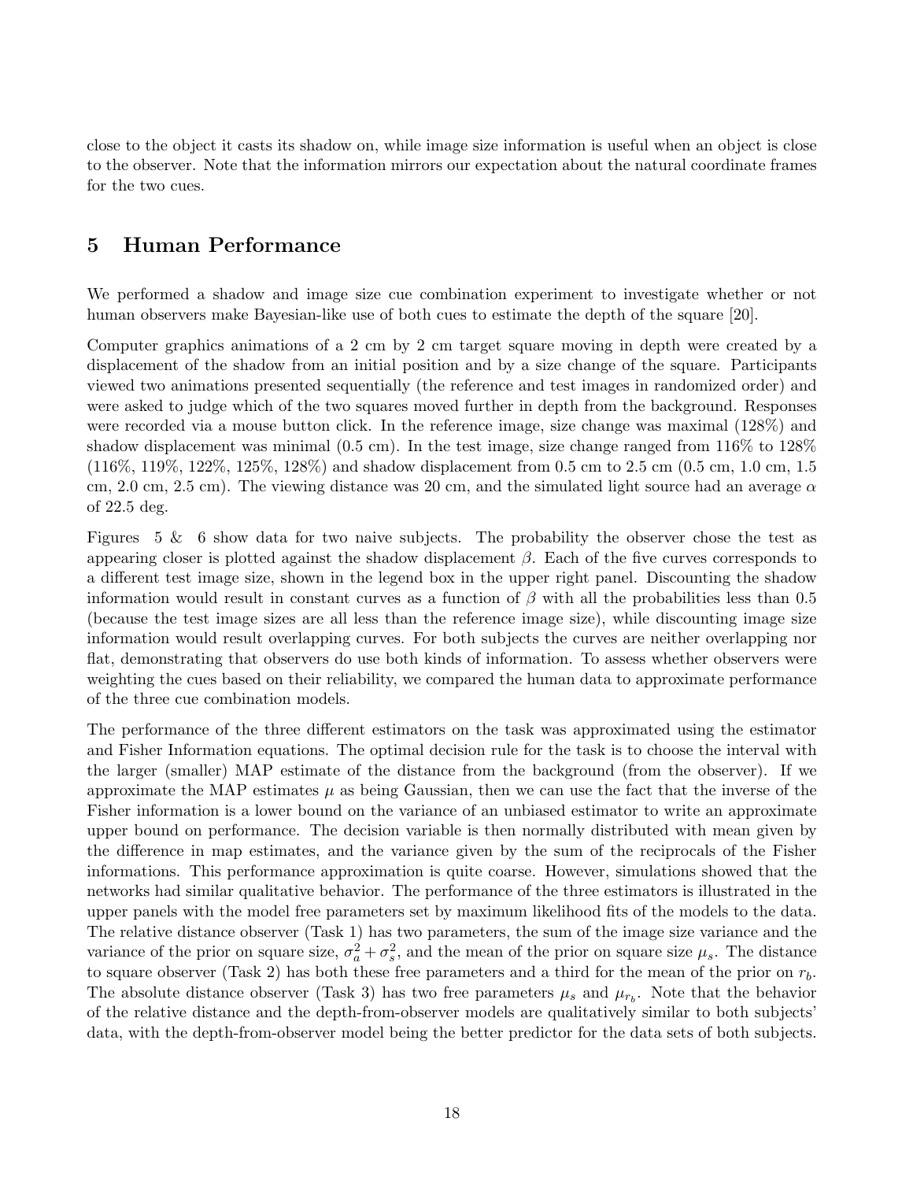close to the object it casts its shadow on, while image size information is useful when an object is close to the observer. Note that the information mirrors our expectation about the natural coordinate frames for the two cues.

## 5 Human Performance

We performed a shadow and image size cue combination experiment to investigate whether or not human observers make Bayesian-like use of both cues to estimate the depth of the square [20].

Computer graphics animations of a 2 cm by 2 cm target square moving in depth were created by a displacement of the shadow from an initial position and by a size change of the square. Participants viewed two animations presented sequentially (the reference and test images in randomized order) and were asked to judge which of the two squares moved further in depth from the background. Responses were recorded via a mouse button click. In the reference image, size change was maximal (128%) and shadow displacement was minimal (0.5 cm). In the test image, size change ranged from 116% to 128% (116%, 119%, 122%, 125%, 128%) and shadow displacement from 0.5 cm to 2.5 cm (0.5 cm, 1.0 cm, 1.5 cm, 2.0 cm, 2.5 cm). The viewing distance was 20 cm, and the simulated light source had an average $\alpha$ of 22.5 deg.

Figures 5 & 6 show data for two naive subjects. The probability the observer chose the test as appearing closer is plotted against the shadow displacement $\beta$. Each of the five curves corresponds to a different test image size, shown in the legend box in the upper right panel. Discounting the shadow information would result in constant curves as a function of $\beta$ with all the probabilities less than 0.5 (because the test image sizes are all less than the reference image size), while discounting image size information would result overlapping curves. For both subjects the curves are neither overlapping nor flat, demonstrating that observers do use both kinds of information. To assess whether observers were weighting the cues based on their reliability, we compared the human data to approximate performance of the three cue combination models.

The performance of the three different estimators on the task was approximated using the estimator and Fisher Information equations. The optimal decision rule for the task is to choose the interval with the larger (smaller) MAP estimate of the distance from the background (from the observer). If we approximate the MAP estimates $\mu$ as being Gaussian, then we can use the fact that the inverse of the Fisher information is a lower bound on the variance of an unbiased estimator to write an approximate upper bound on performance. The decision variable is then normally distributed with mean given by the difference in map estimates, and the variance given by the sum of the reciprocals of the Fisher informations. This performance approximation is quite coarse. However, simulations showed that the networks had similar qualitative behavior. The performance of the three estimators is illustrated in the upper panels with the model free parameters set by maximum likelihood fits of the models to the data. The relative distance observer (Task 1) has two parameters, the sum of the image size variance and the variance of the prior on square size, $\sigma_a^2 + \sigma_s^2$, and the mean of the prior on square size $\mu_s$. The distance to square observer (Task 2) has both these free parameters and a third for the mean of the prior on $r_b$. The absolute distance observer (Task 3) has two free parameters $\mu_s$ and $\mu_{r_b}$. Note that the behavior of the relative distance and the depth-from-observer models are qualitatively similar to both subjects' data, with the depth-from-observer model being the better predictor for the data sets of both subjects.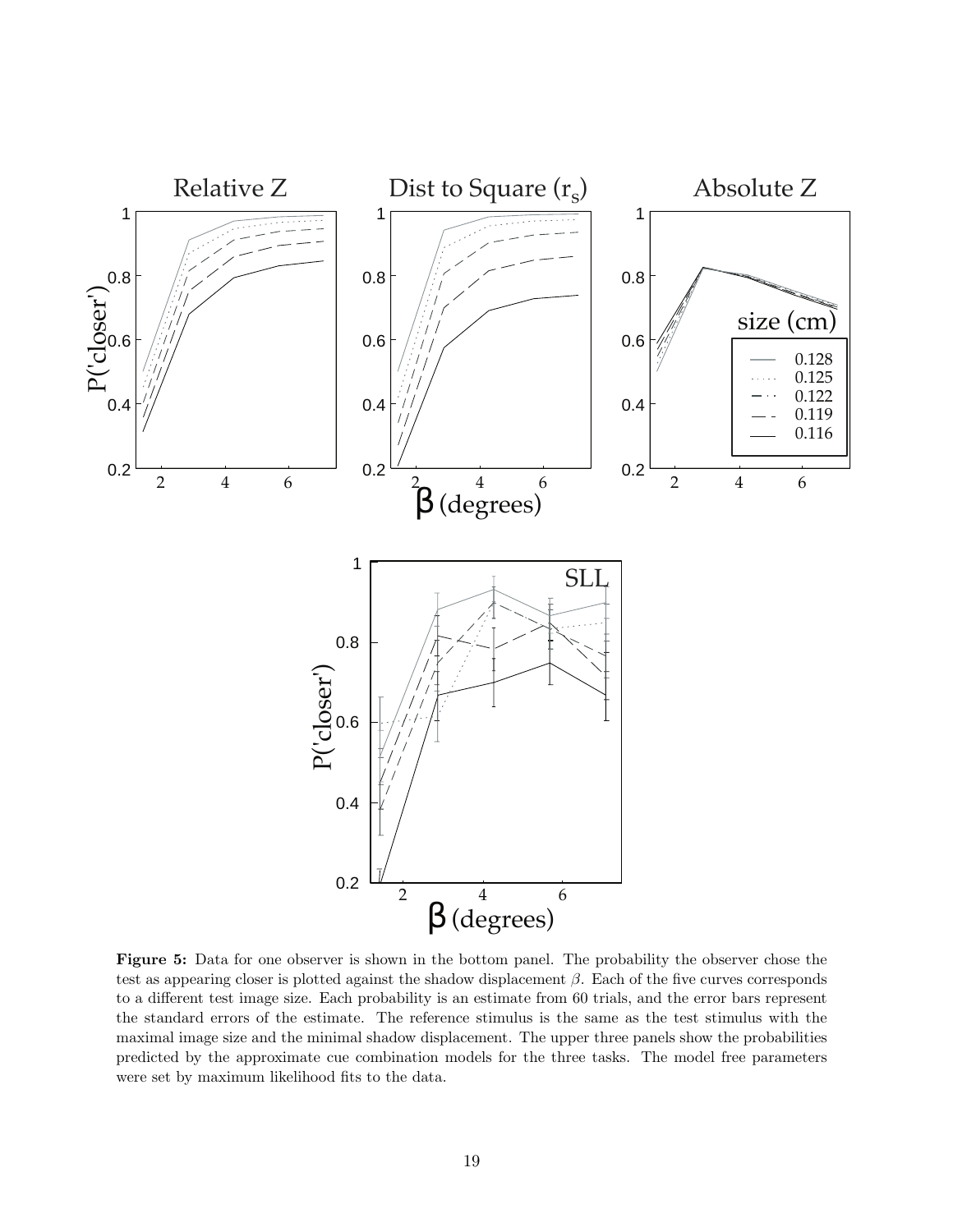**Figure 5:** Data for one observer is shown in the bottom panel. The probability the observer chose the test as appearing closer is plotted against the shadow displacement $\beta$. Each of the five curves corresponds to a different test image size. Each probability is an estimate from 60 trials, and the error bars represent the standard errors of the estimate. The reference stimulus is the same as the test stimulus with the maximal image size and the minimal shadow displacement. The upper three panels show the probabilities predicted by the approximate cue combination models for the three tasks. The model free parameters were set by maximum likelihood fits to the data.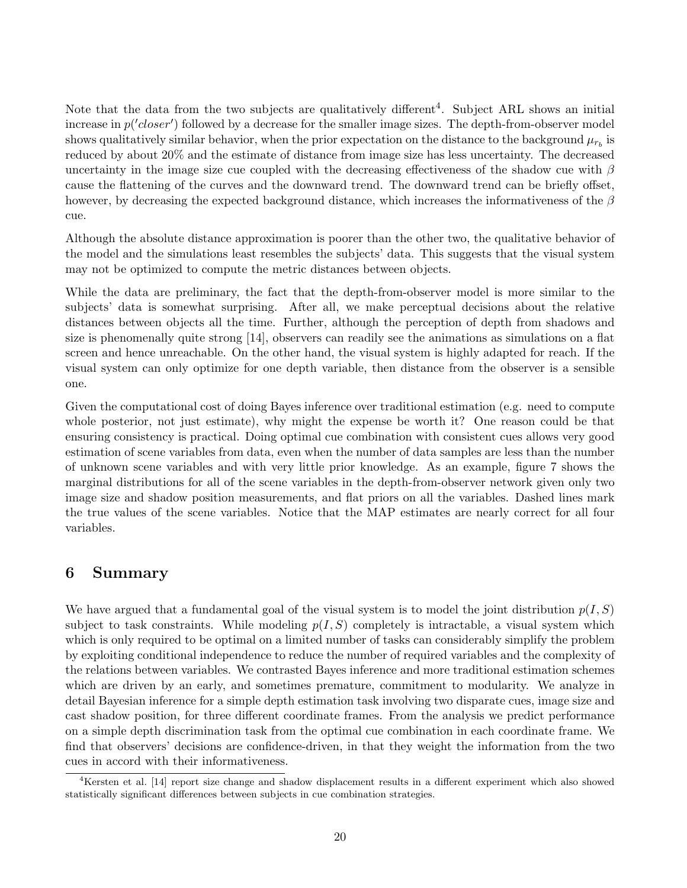Note that the data from the two subjects are qualitatively different[4]. Subject ARL shows an initial increase in $p('closer')$ followed by a decrease for the smaller image sizes. The depth-from-observer model shows qualitatively similar behavior, when the prior expectation on the distance to the background $\mu_{r_b}$ is reduced by about 20% and the estimate of distance from image size has less uncertainty. The decreased uncertainty in the image size cue coupled with the decreasing effectiveness of the shadow cue with $\beta$ cause the flattening of the curves and the downward trend. The downward trend can be briefly offset, however, by decreasing the expected background distance, which increases the informativeness of the $\beta$ cue.

Although the absolute distance approximation is poorer than the other two, the qualitative behavior of the model and the simulations least resembles the subjects' data. This suggests that the visual system may not be optimized to compute the metric distances between objects.

While the data are preliminary, the fact that the depth-from-observer model is more similar to the subjects' data is somewhat surprising. After all, we make perceptual decisions about the relative distances between objects all the time. Further, although the perception of depth from shadows and size is phenomenally quite strong [14], observers can readily see the animations as simulations on a flat screen and hence unreachable. On the other hand, the visual system is highly adapted for reach. If the visual system can only optimize for one depth variable, then distance from the observer is a sensible one.

Given the computational cost of doing Bayes inference over traditional estimation (e.g. need to compute whole posterior, not just estimate), why might the expense be worth it? One reason could be that ensuring consistency is practical. Doing optimal cue combination with consistent cues allows very good estimation of scene variables from data, even when the number of data samples are less than the number of unknown scene variables and with very little prior knowledge. As an example, figure 7 shows the marginal distributions for all of the scene variables in the depth-from-observer network given only two image size and shadow position measurements, and flat priors on all the variables. Dashed lines mark the true values of the scene variables. Notice that the MAP estimates are nearly correct for all four variables.

## 6 Summary

We have argued that a fundamental goal of the visual system is to model the joint distribution $p(I, S)$ subject to task constraints. While modeling $p(I, S)$ completely is intractable, a visual system which which is only required to be optimal on a limited number of tasks can considerably simplify the problem by exploiting conditional independence to reduce the number of required variables and the complexity of the relations between variables. We contrasted Bayes inference and more traditional estimation schemes which are driven by an early, and sometimes premature, commitment to modularity. We analyze in detail Bayesian inference for a simple depth estimation task involving two disparate cues, image size and cast shadow position, for three different coordinate frames. From the analysis we predict performance on a simple depth discrimination task from the optimal cue combination in each coordinate frame. We find that observers' decisions are confidence-driven, in that they weight the information from the two cues in accord with their informativeness.

[4] Kersten et al. [14] report size change and shadow displacement results in a different experiment which also showed statistically significant differences between subjects in cue combination strategies.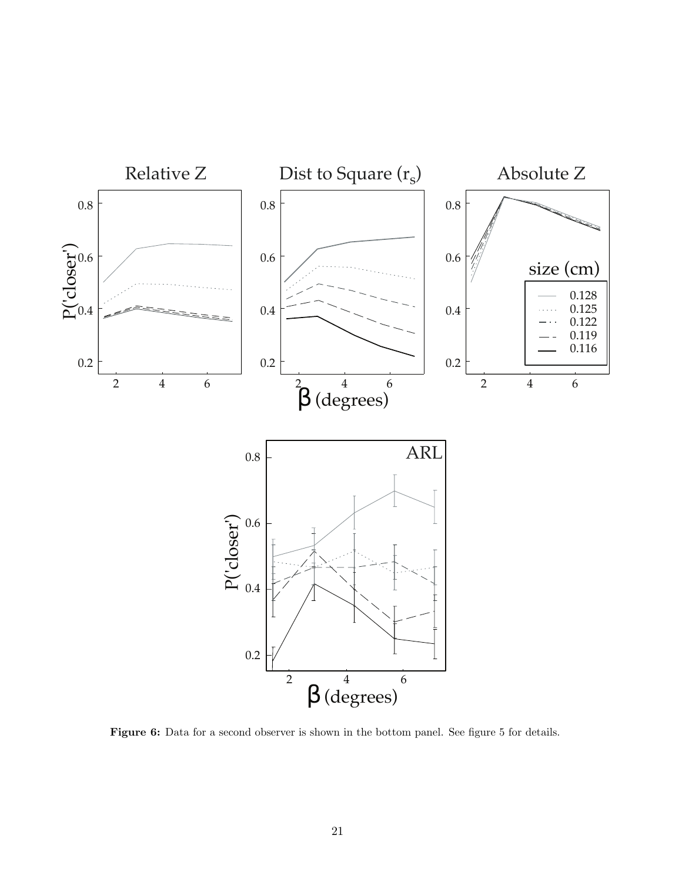**Figure 6:** Data for a second observer is shown in the bottom panel. See figure 5 for details.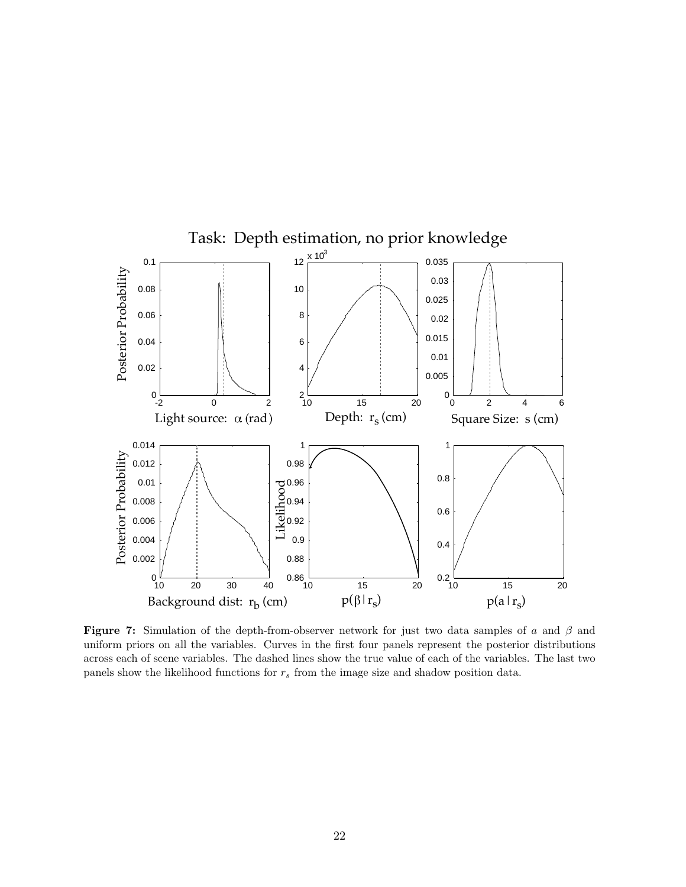**Figure 7:** Simulation of the depth-from-observer network for just two data samples of $a$ and $\beta$ and uniform priors on all the variables. Curves in the first four panels represent the posterior distributions across each of scene variables. The dashed lines show the true value of each of the variables. The last two panels show the likelihood functions for $r_s$ from the image size and shadow position data.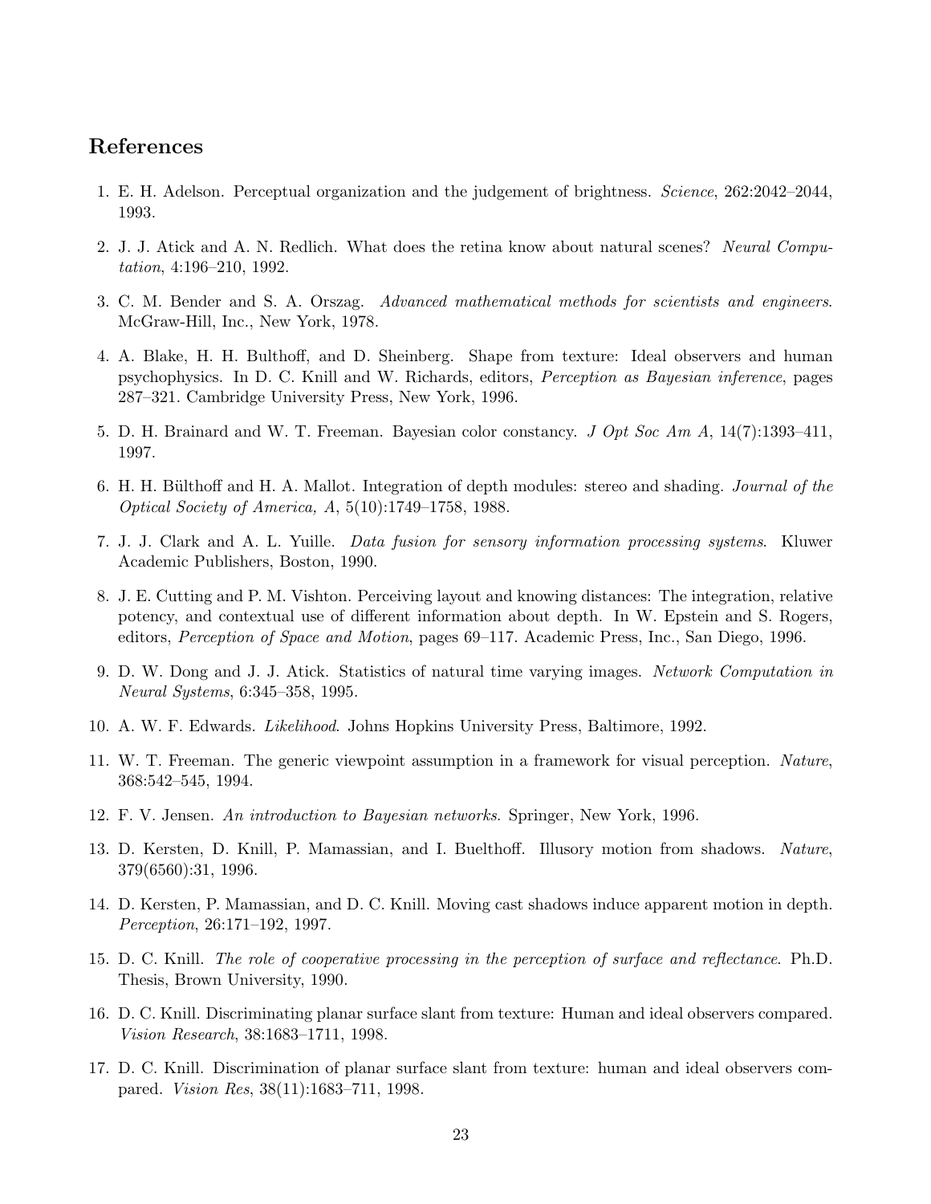## References

1. E. H. Adelson. Perceptual organization and the judgement of brightness. *Science*, 262:2042–2044, 1993.

2. J. J. Atick and A. N. Redlich. What does the retina know about natural scenes? *Neural Computation*, 4:196–210, 1992.

3. C. M. Bender and S. A. Orszag. *Advanced mathematical methods for scientists and engineers*. McGraw-Hill, Inc., New York, 1978.

4. A. Blake, H. H. Bulthoff, and D. Sheinberg. Shape from texture: Ideal observers and human psychophysics. In D. C. Knill and W. Richards, editors, *Perception as Bayesian inference*, pages 287–321. Cambridge University Press, New York, 1996.

5. D. H. Brainard and W. T. Freeman. Bayesian color constancy. *J Opt Soc Am A*, 14(7):1393–411, 1997.

6. H. H. Bülthoff and H. A. Mallot. Integration of depth modules: stereo and shading. *Journal of the Optical Society of America, A*, 5(10):1749–1758, 1988.

7. J. J. Clark and A. L. Yuille. *Data fusion for sensory information processing systems*. Kluwer Academic Publishers, Boston, 1990.

8. J. E. Cutting and P. M. Vishton. Perceiving layout and knowing distances: The integration, relative potency, and contextual use of different information about depth. In W. Epstein and S. Rogers, editors, *Perception of Space and Motion*, pages 69–117. Academic Press, Inc., San Diego, 1996.

9. D. W. Dong and J. J. Atick. Statistics of natural time varying images. *Network Computation in Neural Systems*, 6:345–358, 1995.

10. A. W. F. Edwards. *Likelihood*. Johns Hopkins University Press, Baltimore, 1992.

11. W. T. Freeman. The generic viewpoint assumption in a framework for visual perception. *Nature*, 368:542–545, 1994.

12. F. V. Jensen. *An introduction to Bayesian networks*. Springer, New York, 1996.

13. D. Kersten, D. Knill, P. Mamassian, and I. Buelthoff. Illusory motion from shadows. *Nature*, 379(6560):31, 1996.

14. D. Kersten, P. Mamassian, and D. C. Knill. Moving cast shadows induce apparent motion in depth. *Perception*, 26:171–192, 1997.

15. D. C. Knill. *The role of cooperative processing in the perception of surface and reflectance*. Ph.D. Thesis, Brown University, 1990.

16. D. C. Knill. Discriminating planar surface slant from texture: Human and ideal observers compared. *Vision Research*, 38:1683–1711, 1998.

17. D. C. Knill. Discrimination of planar surface slant from texture: human and ideal observers compared. *Vision Res*, 38(11):1683–711, 1998.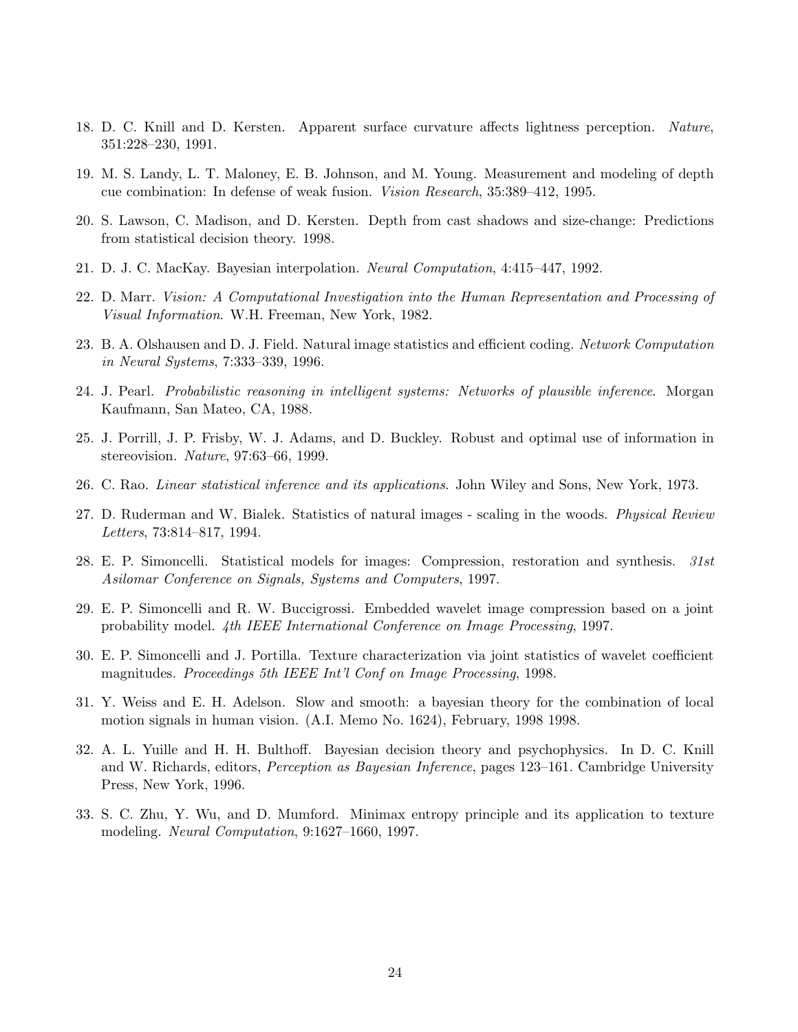18. D. C. Knill and D. Kersten. Apparent surface curvature affects lightness perception. *Nature*, 351:228–230, 1991.

19. M. S. Landy, L. T. Maloney, E. B. Johnson, and M. Young. Measurement and modeling of depth cue combination: In defense of weak fusion. *Vision Research*, 35:389–412, 1995.

20. S. Lawson, C. Madison, and D. Kersten. Depth from cast shadows and size-change: Predictions from statistical decision theory. 1998.

21. D. J. C. MacKay. Bayesian interpolation. *Neural Computation*, 4:415–447, 1992.

22. D. Marr. *Vision: A Computational Investigation into the Human Representation and Processing of Visual Information*. W.H. Freeman, New York, 1982.

23. B. A. Olshausen and D. J. Field. Natural image statistics and efficient coding. *Network Computation in Neural Systems*, 7:333–339, 1996.

24. J. Pearl. *Probabilistic reasoning in intelligent systems: Networks of plausible inference*. Morgan Kaufmann, San Mateo, CA, 1988.

25. J. Porrill, J. P. Frisby, W. J. Adams, and D. Buckley. Robust and optimal use of information in stereovision. *Nature*, 97:63–66, 1999.

26. C. Rao. *Linear statistical inference and its applications*. John Wiley and Sons, New York, 1973.

27. D. Ruderman and W. Bialek. Statistics of natural images - scaling in the woods. *Physical Review Letters*, 73:814–817, 1994.

28. E. P. Simoncelli. Statistical models for images: Compression, restoration and synthesis. *31st Asilomar Conference on Signals, Systems and Computers*, 1997.

29. E. P. Simoncelli and R. W. Buccigrossi. Embedded wavelet image compression based on a joint probability model. *4th IEEE International Conference on Image Processing*, 1997.

30. E. P. Simoncelli and J. Portilla. Texture characterization via joint statistics of wavelet coefficient magnitudes. *Proceedings 5th IEEE Int'l Conf on Image Processing*, 1998.

31. Y. Weiss and E. H. Adelson. Slow and smooth: a bayesian theory for the combination of local motion signals in human vision. (A.I. Memo No. 1624), February, 1998 1998.

32. A. L. Yuille and H. H. Bulthoff. Bayesian decision theory and psychophysics. In D. C. Knill and W. Richards, editors, *Perception as Bayesian Inference*, pages 123–161. Cambridge University Press, New York, 1996.

33. S. C. Zhu, Y. Wu, and D. Mumford. Minimax entropy principle and its application to texture modeling. *Neural Computation*, 9:1627–1660, 1997.